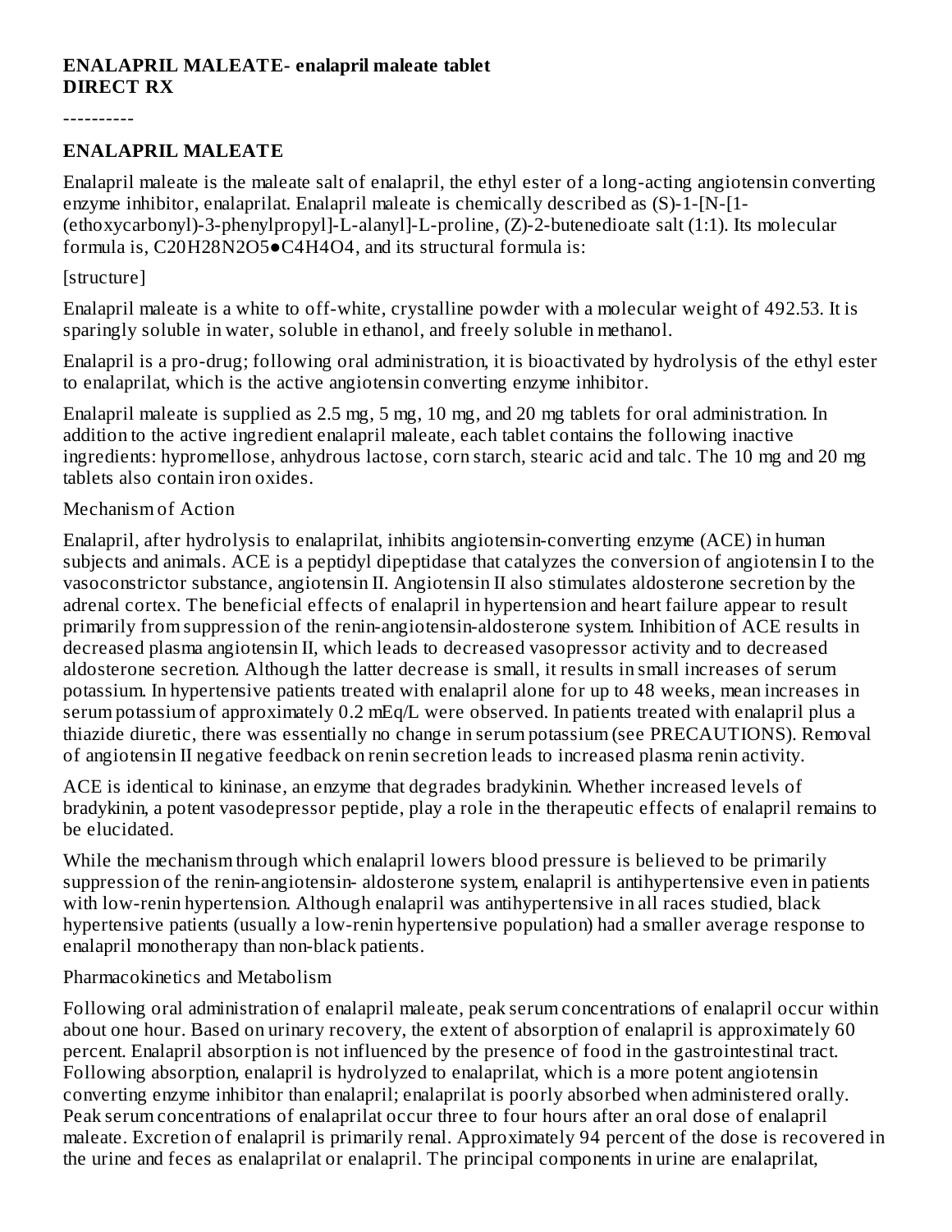**ENALAPRIL MALEATE- enalapril maleate tablet**
**DIRECT RX**

----------

## ENALAPRIL MALEATE

Enalapril maleate is the maleate salt of enalapril, the ethyl ester of a long-acting angiotensin converting enzyme inhibitor, enalaprilat. Enalapril maleate is chemically described as (S)-1-[N-[1-(ethoxycarbonyl)-3-phenylpropyl]-L-alanyl]-L-proline, (Z)-2-butenedioate salt (1:1). Its molecular formula is, $C_{20}H_{28}N_2O_5 \bullet C_4H_4O_4$, and its structural formula is:

[structure]

Enalapril maleate is a white to off-white, crystalline powder with a molecular weight of 492.53. It is sparingly soluble in water, soluble in ethanol, and freely soluble in methanol.

Enalapril is a pro-drug; following oral administration, it is bioactivated by hydrolysis of the ethyl ester to enalaprilat, which is the active angiotensin converting enzyme inhibitor.

Enalapril maleate is supplied as 2.5 mg, 5 mg, 10 mg, and 20 mg tablets for oral administration. In addition to the active ingredient enalapril maleate, each tablet contains the following inactive ingredients: hypromellose, anhydrous lactose, corn starch, stearic acid and talc. The 10 mg and 20 mg tablets also contain iron oxides.

### Mechanism of Action

Enalapril, after hydrolysis to enalaprilat, inhibits angiotensin-converting enzyme (ACE) in human subjects and animals. ACE is a peptidyl dipeptidase that catalyzes the conversion of angiotensin I to the vasoconstrictor substance, angiotensin II. Angiotensin II also stimulates aldosterone secretion by the adrenal cortex. The beneficial effects of enalapril in hypertension and heart failure appear to result primarily from suppression of the renin-angiotensin-aldosterone system. Inhibition of ACE results in decreased plasma angiotensin II, which leads to decreased vasopressor activity and to decreased aldosterone secretion. Although the latter decrease is small, it results in small increases of serum potassium. In hypertensive patients treated with enalapril alone for up to 48 weeks, mean increases in serum potassium of approximately 0.2 mEq/L were observed. In patients treated with enalapril plus a thiazide diuretic, there was essentially no change in serum potassium (see PRECAUTIONS). Removal of angiotensin II negative feedback on renin secretion leads to increased plasma renin activity.

ACE is identical to kininase, an enzyme that degrades bradykinin. Whether increased levels of bradykinin, a potent vasodepressor peptide, play a role in the therapeutic effects of enalapril remains to be elucidated.

While the mechanism through which enalapril lowers blood pressure is believed to be primarily suppression of the renin-angiotensin- aldosterone system, enalapril is antihypertensive even in patients with low-renin hypertension. Although enalapril was antihypertensive in all races studied, black hypertensive patients (usually a low-renin hypertensive population) had a smaller average response to enalapril monotherapy than non-black patients.

### Pharmacokinetics and Metabolism

Following oral administration of enalapril maleate, peak serum concentrations of enalapril occur within about one hour. Based on urinary recovery, the extent of absorption of enalapril is approximately 60 percent. Enalapril absorption is not influenced by the presence of food in the gastrointestinal tract. Following absorption, enalapril is hydrolyzed to enalaprilat, which is a more potent angiotensin converting enzyme inhibitor than enalapril; enalaprilat is poorly absorbed when administered orally. Peak serum concentrations of enalaprilat occur three to four hours after an oral dose of enalapril maleate. Excretion of enalapril is primarily renal. Approximately 94 percent of the dose is recovered in the urine and feces as enalaprilat or enalapril. The principal components in urine are enalaprilat,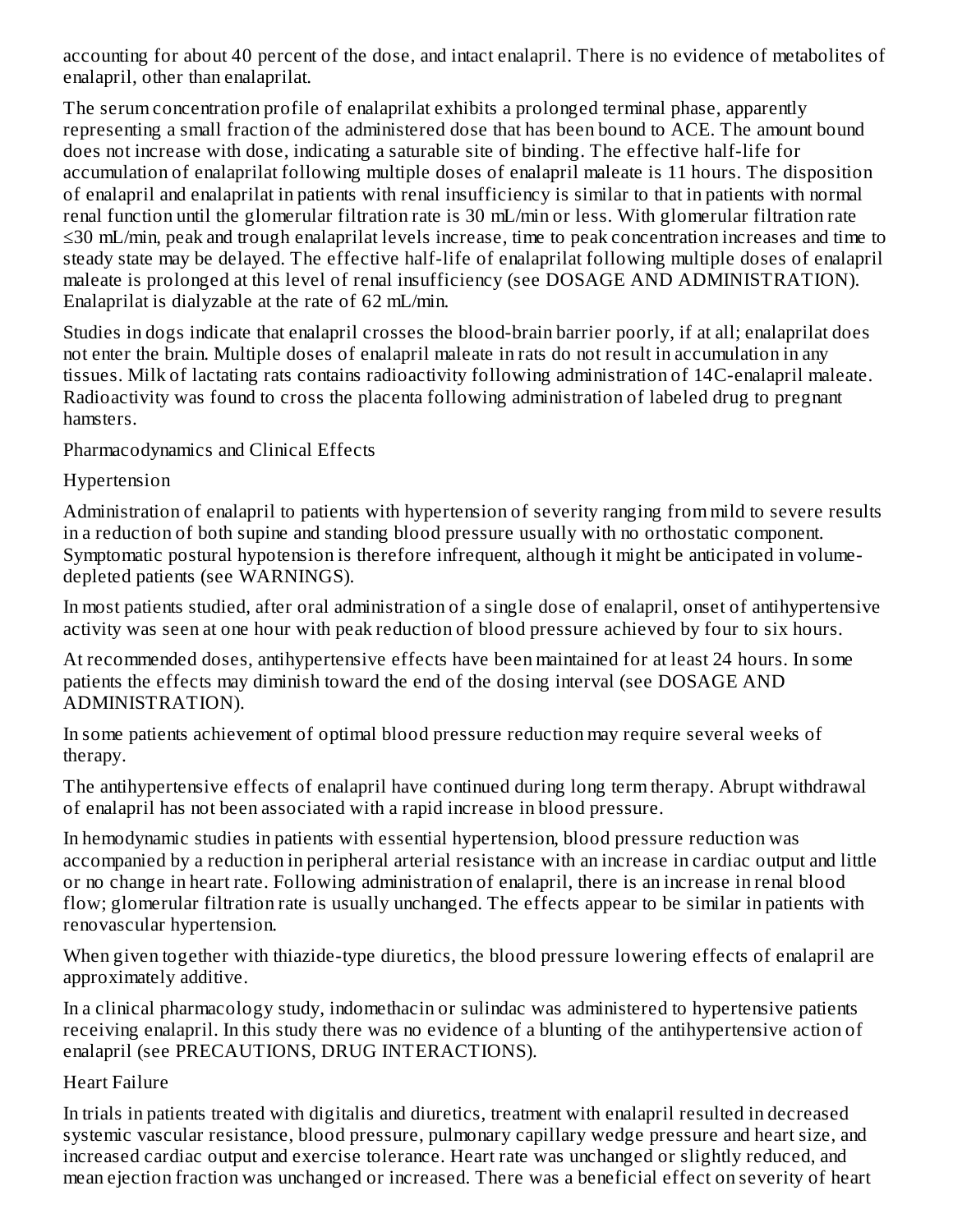accounting for about 40 percent of the dose, and intact enalapril. There is no evidence of metabolites of enalapril, other than enalaprilat.

The serum concentration profile of enalaprilat exhibits a prolonged terminal phase, apparently representing a small fraction of the administered dose that has been bound to ACE. The amount bound does not increase with dose, indicating a saturable site of binding. The effective half-life for accumulation of enalaprilat following multiple doses of enalapril maleate is 11 hours. The disposition of enalapril and enalaprilat in patients with renal insufficiency is similar to that in patients with normal renal function until the glomerular filtration rate is 30 mL/min or less. With glomerular filtration rate ≤30 mL/min, peak and trough enalaprilat levels increase, time to peak concentration increases and time to steady state may be delayed. The effective half-life of enalaprilat following multiple doses of enalapril maleate is prolonged at this level of renal insufficiency (see DOSAGE AND ADMINISTRATION). Enalaprilat is dialyzable at the rate of 62 mL/min.

Studies in dogs indicate that enalapril crosses the blood-brain barrier poorly, if at all; enalaprilat does not enter the brain. Multiple doses of enalapril maleate in rats do not result in accumulation in any tissues. Milk of lactating rats contains radioactivity following administration of 14C-enalapril maleate. Radioactivity was found to cross the placenta following administration of labeled drug to pregnant hamsters.

## Pharmacodynamics and Clinical Effects

### Hypertension

Administration of enalapril to patients with hypertension of severity ranging from mild to severe results in a reduction of both supine and standing blood pressure usually with no orthostatic component. Symptomatic postural hypotension is therefore infrequent, although it might be anticipated in volume-depleted patients (see WARNINGS).

In most patients studied, after oral administration of a single dose of enalapril, onset of antihypertensive activity was seen at one hour with peak reduction of blood pressure achieved by four to six hours.

At recommended doses, antihypertensive effects have been maintained for at least 24 hours. In some patients the effects may diminish toward the end of the dosing interval (see DOSAGE AND ADMINISTRATION).

In some patients achievement of optimal blood pressure reduction may require several weeks of therapy.

The antihypertensive effects of enalapril have continued during long term therapy. Abrupt withdrawal of enalapril has not been associated with a rapid increase in blood pressure.

In hemodynamic studies in patients with essential hypertension, blood pressure reduction was accompanied by a reduction in peripheral arterial resistance with an increase in cardiac output and little or no change in heart rate. Following administration of enalapril, there is an increase in renal blood flow; glomerular filtration rate is usually unchanged. The effects appear to be similar in patients with renovascular hypertension.

When given together with thiazide-type diuretics, the blood pressure lowering effects of enalapril are approximately additive.

In a clinical pharmacology study, indomethacin or sulindac was administered to hypertensive patients receiving enalapril. In this study there was no evidence of a blunting of the antihypertensive action of enalapril (see PRECAUTIONS, DRUG INTERACTIONS).

### Heart Failure

In trials in patients treated with digitalis and diuretics, treatment with enalapril resulted in decreased systemic vascular resistance, blood pressure, pulmonary capillary wedge pressure and heart size, and increased cardiac output and exercise tolerance. Heart rate was unchanged or slightly reduced, and mean ejection fraction was unchanged or increased. There was a beneficial effect on severity of heart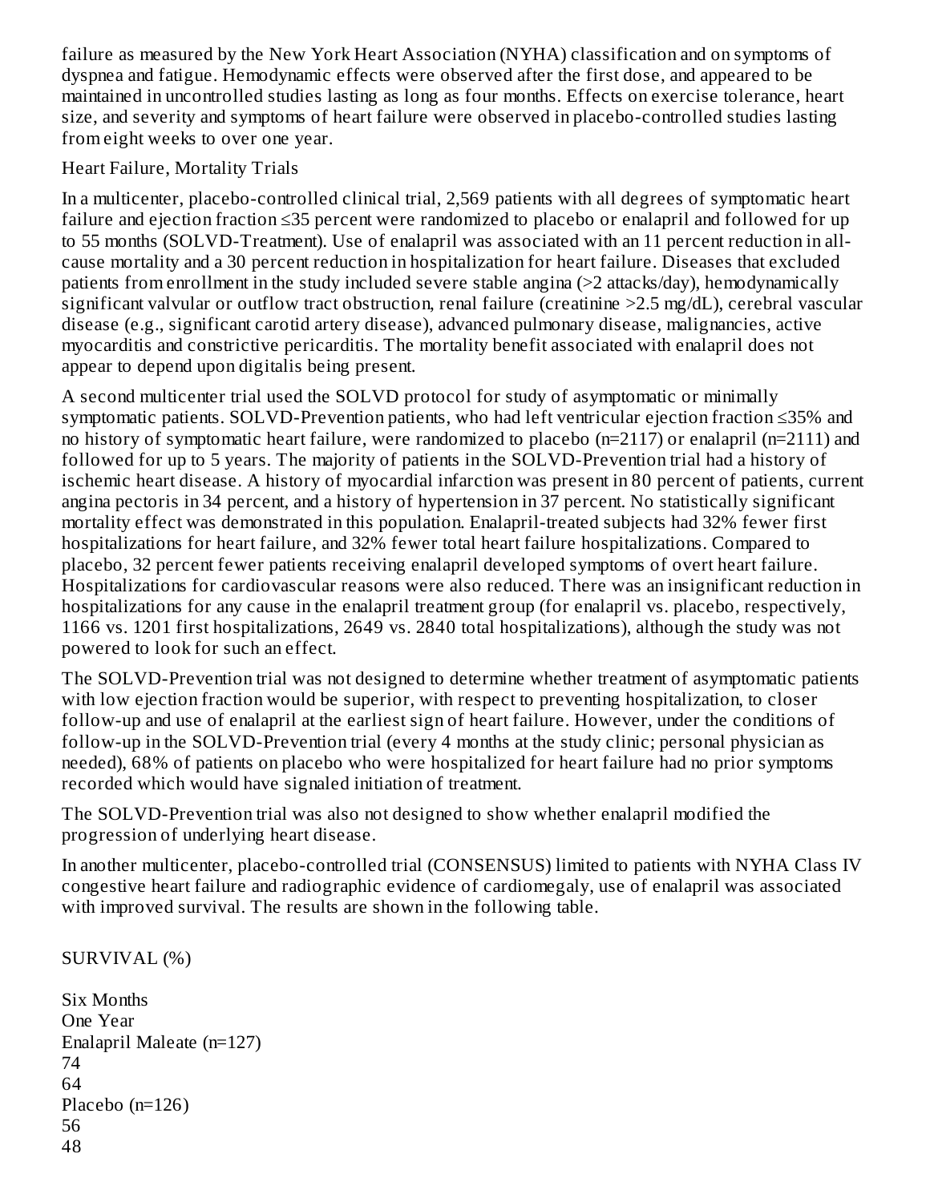failure as measured by the New York Heart Association (NYHA) classification and on symptoms of dyspnea and fatigue. Hemodynamic effects were observed after the first dose, and appeared to be maintained in uncontrolled studies lasting as long as four months. Effects on exercise tolerance, heart size, and severity and symptoms of heart failure were observed in placebo-controlled studies lasting from eight weeks to over one year.

Heart Failure, Mortality Trials

In a multicenter, placebo-controlled clinical trial, 2,569 patients with all degrees of symptomatic heart failure and ejection fraction ≤35 percent were randomized to placebo or enalapril and followed for up to 55 months (SOLVD-Treatment). Use of enalapril was associated with an 11 percent reduction in all-cause mortality and a 30 percent reduction in hospitalization for heart failure. Diseases that excluded patients from enrollment in the study included severe stable angina (>2 attacks/day), hemodynamically significant valvular or outflow tract obstruction, renal failure (creatinine >2.5 mg/dL), cerebral vascular disease (e.g., significant carotid artery disease), advanced pulmonary disease, malignancies, active myocarditis and constrictive pericarditis. The mortality benefit associated with enalapril does not appear to depend upon digitalis being present.

A second multicenter trial used the SOLVD protocol for study of asymptomatic or minimally symptomatic patients. SOLVD-Prevention patients, who had left ventricular ejection fraction ≤35% and no history of symptomatic heart failure, were randomized to placebo (n=2117) or enalapril (n=2111) and followed for up to 5 years. The majority of patients in the SOLVD-Prevention trial had a history of ischemic heart disease. A history of myocardial infarction was present in 80 percent of patients, current angina pectoris in 34 percent, and a history of hypertension in 37 percent. No statistically significant mortality effect was demonstrated in this population. Enalapril-treated subjects had 32% fewer first hospitalizations for heart failure, and 32% fewer total heart failure hospitalizations. Compared to placebo, 32 percent fewer patients receiving enalapril developed symptoms of overt heart failure. Hospitalizations for cardiovascular reasons were also reduced. There was an insignificant reduction in hospitalizations for any cause in the enalapril treatment group (for enalapril vs. placebo, respectively, 1166 vs. 1201 first hospitalizations, 2649 vs. 2840 total hospitalizations), although the study was not powered to look for such an effect.

The SOLVD-Prevention trial was not designed to determine whether treatment of asymptomatic patients with low ejection fraction would be superior, with respect to preventing hospitalization, to closer follow-up and use of enalapril at the earliest sign of heart failure. However, under the conditions of follow-up in the SOLVD-Prevention trial (every 4 months at the study clinic; personal physician as needed), 68% of patients on placebo who were hospitalized for heart failure had no prior symptoms recorded which would have signaled initiation of treatment.

The SOLVD-Prevention trial was also not designed to show whether enalapril modified the progression of underlying heart disease.

In another multicenter, placebo-controlled trial (CONSENSUS) limited to patients with NYHA Class IV congestive heart failure and radiographic evidence of cardiomegaly, use of enalapril was associated with improved survival. The results are shown in the following table.

SURVIVAL (%)

| | Six Months | One Year |
|---|---|---|
| Enalapril Maleate (n=127) | 74 | 64 |
| Placebo (n=126) | 56 | 48 |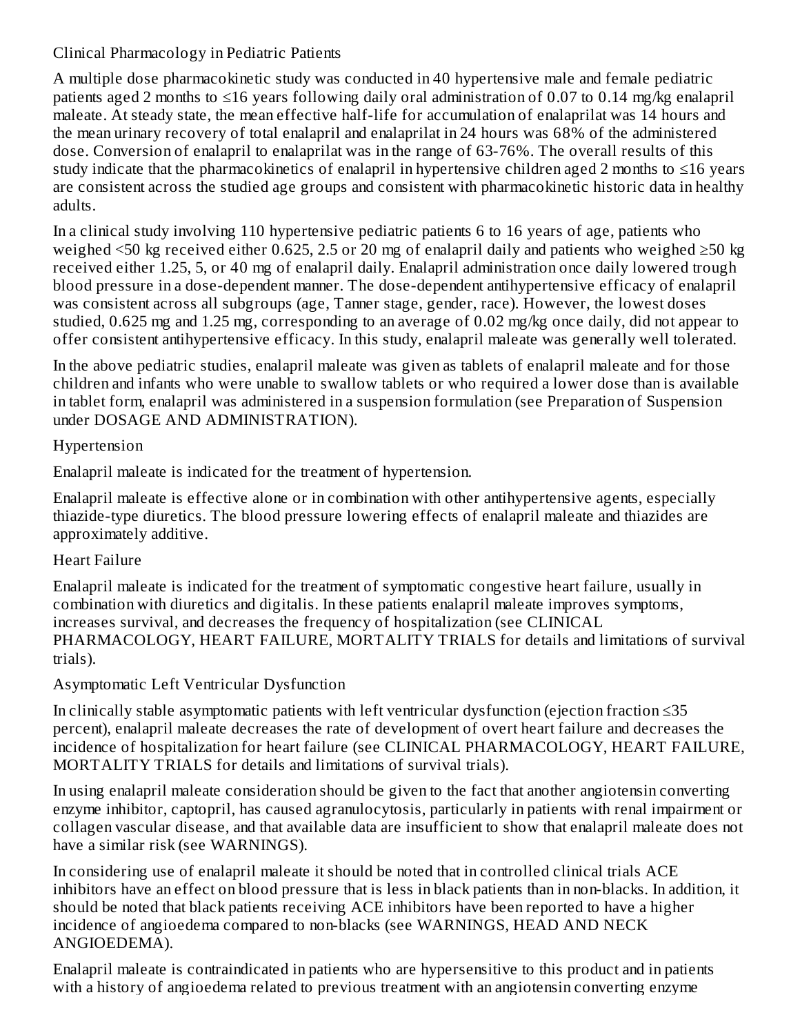Clinical Pharmacology in Pediatric Patients

A multiple dose pharmacokinetic study was conducted in 40 hypertensive male and female pediatric patients aged 2 months to ≤16 years following daily oral administration of 0.07 to 0.14 mg/kg enalapril maleate. At steady state, the mean effective half-life for accumulation of enalaprilat was 14 hours and the mean urinary recovery of total enalapril and enalaprilat in 24 hours was 68% of the administered dose. Conversion of enalapril to enalaprilat was in the range of 63-76%. The overall results of this study indicate that the pharmacokinetics of enalapril in hypertensive children aged 2 months to ≤16 years are consistent across the studied age groups and consistent with pharmacokinetic historic data in healthy adults.

In a clinical study involving 110 hypertensive pediatric patients 6 to 16 years of age, patients who weighed <50 kg received either 0.625, 2.5 or 20 mg of enalapril daily and patients who weighed ≥50 kg received either 1.25, 5, or 40 mg of enalapril daily. Enalapril administration once daily lowered trough blood pressure in a dose-dependent manner. The dose-dependent antihypertensive efficacy of enalapril was consistent across all subgroups (age, Tanner stage, gender, race). However, the lowest doses studied, 0.625 mg and 1.25 mg, corresponding to an average of 0.02 mg/kg once daily, did not appear to offer consistent antihypertensive efficacy. In this study, enalapril maleate was generally well tolerated.

In the above pediatric studies, enalapril maleate was given as tablets of enalapril maleate and for those children and infants who were unable to swallow tablets or who required a lower dose than is available in tablet form, enalapril was administered in a suspension formulation (see Preparation of Suspension under DOSAGE AND ADMINISTRATION).

Hypertension

Enalapril maleate is indicated for the treatment of hypertension.

Enalapril maleate is effective alone or in combination with other antihypertensive agents, especially thiazide-type diuretics. The blood pressure lowering effects of enalapril maleate and thiazides are approximately additive.

Heart Failure

Enalapril maleate is indicated for the treatment of symptomatic congestive heart failure, usually in combination with diuretics and digitalis. In these patients enalapril maleate improves symptoms, increases survival, and decreases the frequency of hospitalization (see CLINICAL PHARMACOLOGY, HEART FAILURE, MORTALITY TRIALS for details and limitations of survival trials).

Asymptomatic Left Ventricular Dysfunction

In clinically stable asymptomatic patients with left ventricular dysfunction (ejection fraction ≤35 percent), enalapril maleate decreases the rate of development of overt heart failure and decreases the incidence of hospitalization for heart failure (see CLINICAL PHARMACOLOGY, HEART FAILURE, MORTALITY TRIALS for details and limitations of survival trials).

In using enalapril maleate consideration should be given to the fact that another angiotensin converting enzyme inhibitor, captopril, has caused agranulocytosis, particularly in patients with renal impairment or collagen vascular disease, and that available data are insufficient to show that enalapril maleate does not have a similar risk (see WARNINGS).

In considering use of enalapril maleate it should be noted that in controlled clinical trials ACE inhibitors have an effect on blood pressure that is less in black patients than in non-blacks. In addition, it should be noted that black patients receiving ACE inhibitors have been reported to have a higher incidence of angioedema compared to non-blacks (see WARNINGS, HEAD AND NECK ANGIOEDEMA).

Enalapril maleate is contraindicated in patients who are hypersensitive to this product and in patients with a history of angioedema related to previous treatment with an angiotensin converting enzyme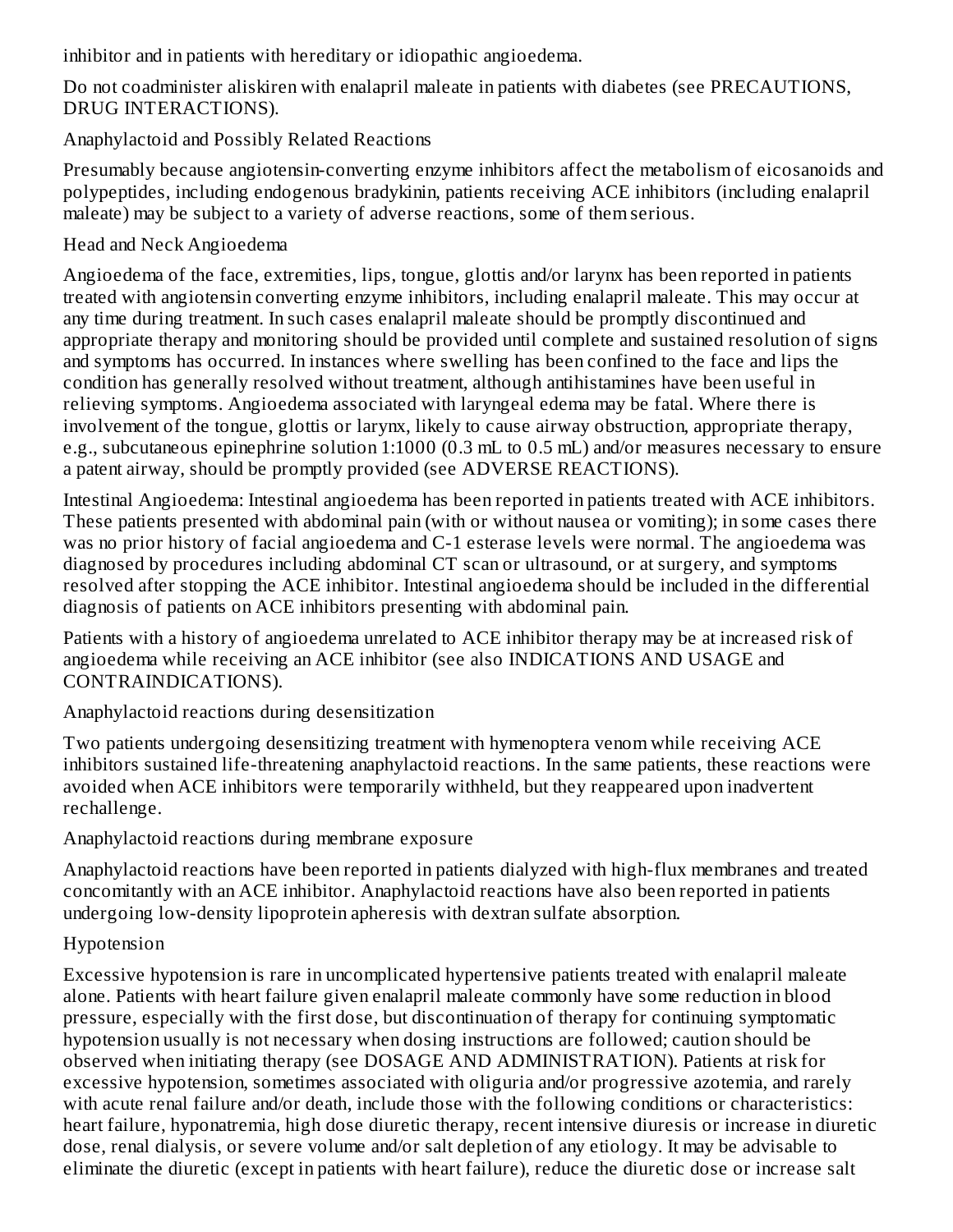inhibitor and in patients with hereditary or idiopathic angioedema.

Do not coadminister aliskiren with enalapril maleate in patients with diabetes (see PRECAUTIONS, DRUG INTERACTIONS).

Anaphylactoid and Possibly Related Reactions

Presumably because angiotensin-converting enzyme inhibitors affect the metabolism of eicosanoids and polypeptides, including endogenous bradykinin, patients receiving ACE inhibitors (including enalapril maleate) may be subject to a variety of adverse reactions, some of them serious.

Head and Neck Angioedema

Angioedema of the face, extremities, lips, tongue, glottis and/or larynx has been reported in patients treated with angiotensin converting enzyme inhibitors, including enalapril maleate. This may occur at any time during treatment. In such cases enalapril maleate should be promptly discontinued and appropriate therapy and monitoring should be provided until complete and sustained resolution of signs and symptoms has occurred. In instances where swelling has been confined to the face and lips the condition has generally resolved without treatment, although antihistamines have been useful in relieving symptoms. Angioedema associated with laryngeal edema may be fatal. Where there is involvement of the tongue, glottis or larynx, likely to cause airway obstruction, appropriate therapy, e.g., subcutaneous epinephrine solution 1:1000 (0.3 mL to 0.5 mL) and/or measures necessary to ensure a patent airway, should be promptly provided (see ADVERSE REACTIONS).

Intestinal Angioedema: Intestinal angioedema has been reported in patients treated with ACE inhibitors. These patients presented with abdominal pain (with or without nausea or vomiting); in some cases there was no prior history of facial angioedema and C-1 esterase levels were normal. The angioedema was diagnosed by procedures including abdominal CT scan or ultrasound, or at surgery, and symptoms resolved after stopping the ACE inhibitor. Intestinal angioedema should be included in the differential diagnosis of patients on ACE inhibitors presenting with abdominal pain.

Patients with a history of angioedema unrelated to ACE inhibitor therapy may be at increased risk of angioedema while receiving an ACE inhibitor (see also INDICATIONS AND USAGE and CONTRAINDICATIONS).

Anaphylactoid reactions during desensitization

Two patients undergoing desensitizing treatment with hymenoptera venom while receiving ACE inhibitors sustained life-threatening anaphylactoid reactions. In the same patients, these reactions were avoided when ACE inhibitors were temporarily withheld, but they reappeared upon inadvertent rechallenge.

Anaphylactoid reactions during membrane exposure

Anaphylactoid reactions have been reported in patients dialyzed with high-flux membranes and treated concomitantly with an ACE inhibitor. Anaphylactoid reactions have also been reported in patients undergoing low-density lipoprotein apheresis with dextran sulfate absorption.

Hypotension

Excessive hypotension is rare in uncomplicated hypertensive patients treated with enalapril maleate alone. Patients with heart failure given enalapril maleate commonly have some reduction in blood pressure, especially with the first dose, but discontinuation of therapy for continuing symptomatic hypotension usually is not necessary when dosing instructions are followed; caution should be observed when initiating therapy (see DOSAGE AND ADMINISTRATION). Patients at risk for excessive hypotension, sometimes associated with oliguria and/or progressive azotemia, and rarely with acute renal failure and/or death, include those with the following conditions or characteristics: heart failure, hyponatremia, high dose diuretic therapy, recent intensive diuresis or increase in diuretic dose, renal dialysis, or severe volume and/or salt depletion of any etiology. It may be advisable to eliminate the diuretic (except in patients with heart failure), reduce the diuretic dose or increase salt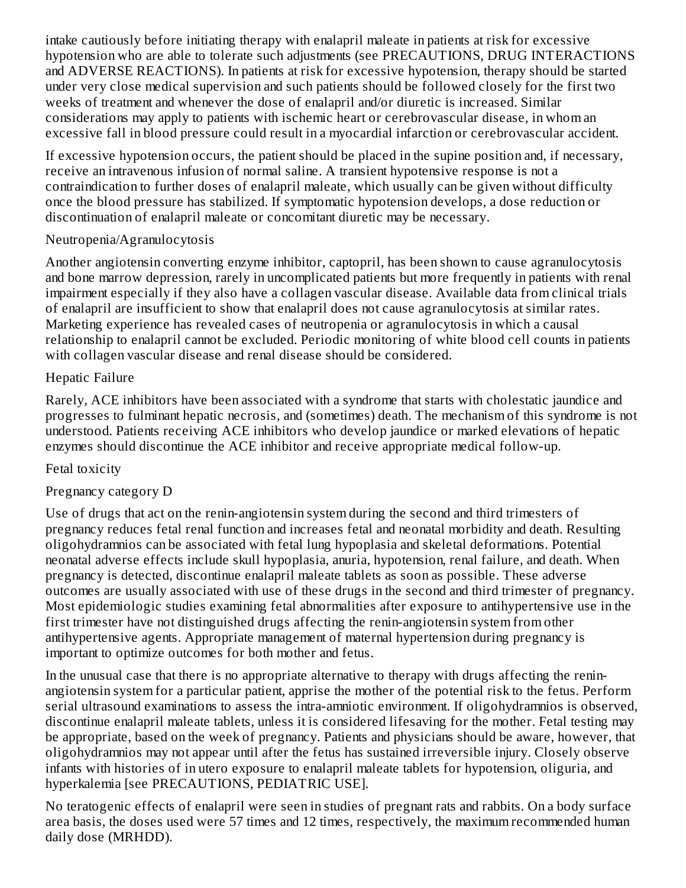intake cautiously before initiating therapy with enalapril maleate in patients at risk for excessive hypotension who are able to tolerate such adjustments (see PRECAUTIONS, DRUG INTERACTIONS and ADVERSE REACTIONS). In patients at risk for excessive hypotension, therapy should be started under very close medical supervision and such patients should be followed closely for the first two weeks of treatment and whenever the dose of enalapril and/or diuretic is increased. Similar considerations may apply to patients with ischemic heart or cerebrovascular disease, in whom an excessive fall in blood pressure could result in a myocardial infarction or cerebrovascular accident.

If excessive hypotension occurs, the patient should be placed in the supine position and, if necessary, receive an intravenous infusion of normal saline. A transient hypotensive response is not a contraindication to further doses of enalapril maleate, which usually can be given without difficulty once the blood pressure has stabilized. If symptomatic hypotension develops, a dose reduction or discontinuation of enalapril maleate or concomitant diuretic may be necessary.

### Neutropenia/Agranulocytosis

Another angiotensin converting enzyme inhibitor, captopril, has been shown to cause agranulocytosis and bone marrow depression, rarely in uncomplicated patients but more frequently in patients with renal impairment especially if they also have a collagen vascular disease. Available data from clinical trials of enalapril are insufficient to show that enalapril does not cause agranulocytosis at similar rates. Marketing experience has revealed cases of neutropenia or agranulocytosis in which a causal relationship to enalapril cannot be excluded. Periodic monitoring of white blood cell counts in patients with collagen vascular disease and renal disease should be considered.

### Hepatic Failure

Rarely, ACE inhibitors have been associated with a syndrome that starts with cholestatic jaundice and progresses to fulminant hepatic necrosis, and (sometimes) death. The mechanism of this syndrome is not understood. Patients receiving ACE inhibitors who develop jaundice or marked elevations of hepatic enzymes should discontinue the ACE inhibitor and receive appropriate medical follow-up.

### Fetal toxicity

#### Pregnancy category D

Use of drugs that act on the renin-angiotensin system during the second and third trimesters of pregnancy reduces fetal renal function and increases fetal and neonatal morbidity and death. Resulting oligohydramnios can be associated with fetal lung hypoplasia and skeletal deformations. Potential neonatal adverse effects include skull hypoplasia, anuria, hypotension, renal failure, and death. When pregnancy is detected, discontinue enalapril maleate tablets as soon as possible. These adverse outcomes are usually associated with use of these drugs in the second and third trimester of pregnancy. Most epidemiologic studies examining fetal abnormalities after exposure to antihypertensive use in the first trimester have not distinguished drugs affecting the renin-angiotensin system from other antihypertensive agents. Appropriate management of maternal hypertension during pregnancy is important to optimize outcomes for both mother and fetus.

In the unusual case that there is no appropriate alternative to therapy with drugs affecting the renin-angiotensin system for a particular patient, apprise the mother of the potential risk to the fetus. Perform serial ultrasound examinations to assess the intra-amniotic environment. If oligohydramnios is observed, discontinue enalapril maleate tablets, unless it is considered lifesaving for the mother. Fetal testing may be appropriate, based on the week of pregnancy. Patients and physicians should be aware, however, that oligohydramnios may not appear until after the fetus has sustained irreversible injury. Closely observe infants with histories of in utero exposure to enalapril maleate tablets for hypotension, oliguria, and hyperkalemia [see PRECAUTIONS, PEDIATRIC USE].

No teratogenic effects of enalapril were seen in studies of pregnant rats and rabbits. On a body surface area basis, the doses used were 57 times and 12 times, respectively, the maximum recommended human daily dose (MRHDD).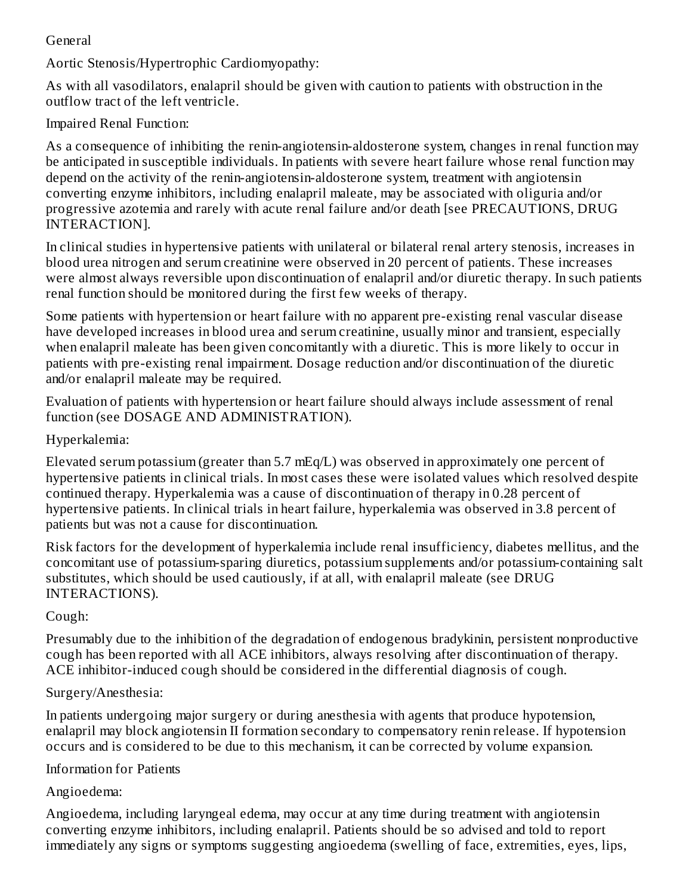## General

### Aortic Stenosis/Hypertrophic Cardiomyopathy:

As with all vasodilators, enalapril should be given with caution to patients with obstruction in the outflow tract of the left ventricle.

### Impaired Renal Function:

As a consequence of inhibiting the renin-angiotensin-aldosterone system, changes in renal function may be anticipated in susceptible individuals. In patients with severe heart failure whose renal function may depend on the activity of the renin-angiotensin-aldosterone system, treatment with angiotensin converting enzyme inhibitors, including enalapril maleate, may be associated with oliguria and/or progressive azotemia and rarely with acute renal failure and/or death [see PRECAUTIONS, DRUG INTERACTION].

In clinical studies in hypertensive patients with unilateral or bilateral renal artery stenosis, increases in blood urea nitrogen and serum creatinine were observed in 20 percent of patients. These increases were almost always reversible upon discontinuation of enalapril and/or diuretic therapy. In such patients renal function should be monitored during the first few weeks of therapy.

Some patients with hypertension or heart failure with no apparent pre-existing renal vascular disease have developed increases in blood urea and serum creatinine, usually minor and transient, especially when enalapril maleate has been given concomitantly with a diuretic. This is more likely to occur in patients with pre-existing renal impairment. Dosage reduction and/or discontinuation of the diuretic and/or enalapril maleate may be required.

Evaluation of patients with hypertension or heart failure should always include assessment of renal function (see DOSAGE AND ADMINISTRATION).

### Hyperkalemia:

Elevated serum potassium (greater than 5.7 mEq/L) was observed in approximately one percent of hypertensive patients in clinical trials. In most cases these were isolated values which resolved despite continued therapy. Hyperkalemia was a cause of discontinuation of therapy in 0.28 percent of hypertensive patients. In clinical trials in heart failure, hyperkalemia was observed in 3.8 percent of patients but was not a cause for discontinuation.

Risk factors for the development of hyperkalemia include renal insufficiency, diabetes mellitus, and the concomitant use of potassium-sparing diuretics, potassium supplements and/or potassium-containing salt substitutes, which should be used cautiously, if at all, with enalapril maleate (see DRUG INTERACTIONS).

### Cough:

Presumably due to the inhibition of the degradation of endogenous bradykinin, persistent nonproductive cough has been reported with all ACE inhibitors, always resolving after discontinuation of therapy. ACE inhibitor-induced cough should be considered in the differential diagnosis of cough.

### Surgery/Anesthesia:

In patients undergoing major surgery or during anesthesia with agents that produce hypotension, enalapril may block angiotensin II formation secondary to compensatory renin release. If hypotension occurs and is considered to be due to this mechanism, it can be corrected by volume expansion.

## Information for Patients

### Angioedema:

Angioedema, including laryngeal edema, may occur at any time during treatment with angiotensin converting enzyme inhibitors, including enalapril. Patients should be so advised and told to report immediately any signs or symptoms suggesting angioedema (swelling of face, extremities, eyes, lips,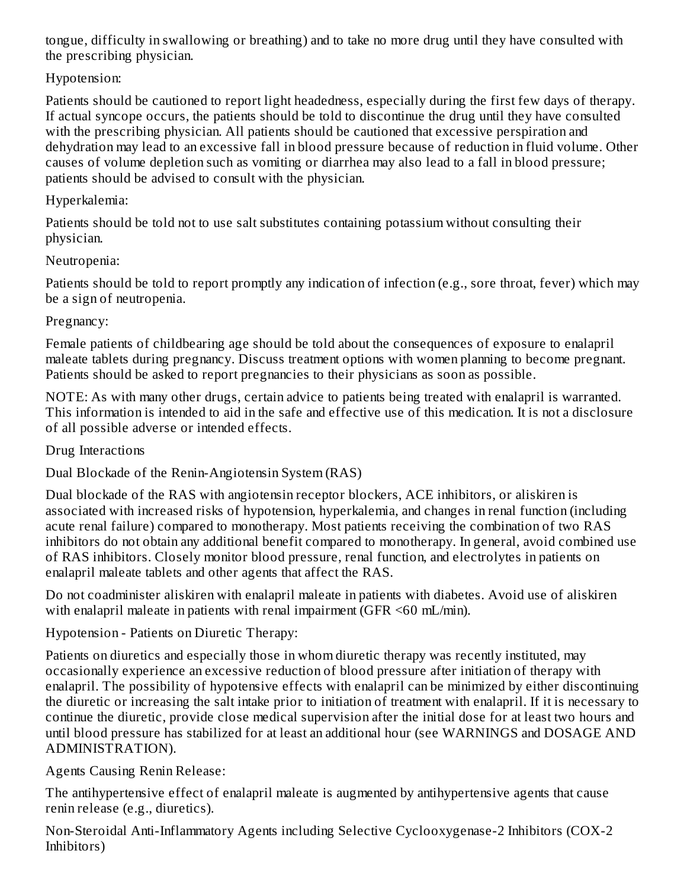tongue, difficulty in swallowing or breathing) and to take no more drug until they have consulted with the prescribing physician.

Hypotension:

Patients should be cautioned to report light headedness, especially during the first few days of therapy. If actual syncope occurs, the patients should be told to discontinue the drug until they have consulted with the prescribing physician. All patients should be cautioned that excessive perspiration and dehydration may lead to an excessive fall in blood pressure because of reduction in fluid volume. Other causes of volume depletion such as vomiting or diarrhea may also lead to a fall in blood pressure; patients should be advised to consult with the physician.

Hyperkalemia:

Patients should be told not to use salt substitutes containing potassium without consulting their physician.

Neutropenia:

Patients should be told to report promptly any indication of infection (e.g., sore throat, fever) which may be a sign of neutropenia.

Pregnancy:

Female patients of childbearing age should be told about the consequences of exposure to enalapril maleate tablets during pregnancy. Discuss treatment options with women planning to become pregnant. Patients should be asked to report pregnancies to their physicians as soon as possible.

NOTE: As with many other drugs, certain advice to patients being treated with enalapril is warranted. This information is intended to aid in the safe and effective use of this medication. It is not a disclosure of all possible adverse or intended effects.

## Drug Interactions

Dual Blockade of the Renin-Angiotensin System (RAS)

Dual blockade of the RAS with angiotensin receptor blockers, ACE inhibitors, or aliskiren is associated with increased risks of hypotension, hyperkalemia, and changes in renal function (including acute renal failure) compared to monotherapy. Most patients receiving the combination of two RAS inhibitors do not obtain any additional benefit compared to monotherapy. In general, avoid combined use of RAS inhibitors. Closely monitor blood pressure, renal function, and electrolytes in patients on enalapril maleate tablets and other agents that affect the RAS.

Do not coadminister aliskiren with enalapril maleate in patients with diabetes. Avoid use of aliskiren with enalapril maleate in patients with renal impairment (GFR <60 mL/min).

Hypotension - Patients on Diuretic Therapy:

Patients on diuretics and especially those in whom diuretic therapy was recently instituted, may occasionally experience an excessive reduction of blood pressure after initiation of therapy with enalapril. The possibility of hypotensive effects with enalapril can be minimized by either discontinuing the diuretic or increasing the salt intake prior to initiation of treatment with enalapril. If it is necessary to continue the diuretic, provide close medical supervision after the initial dose for at least two hours and until blood pressure has stabilized for at least an additional hour (see WARNINGS and DOSAGE AND ADMINISTRATION).

Agents Causing Renin Release:

The antihypertensive effect of enalapril maleate is augmented by antihypertensive agents that cause renin release (e.g., diuretics).

Non-Steroidal Anti-Inflammatory Agents including Selective Cyclooxygenase-2 Inhibitors (COX-2 Inhibitors)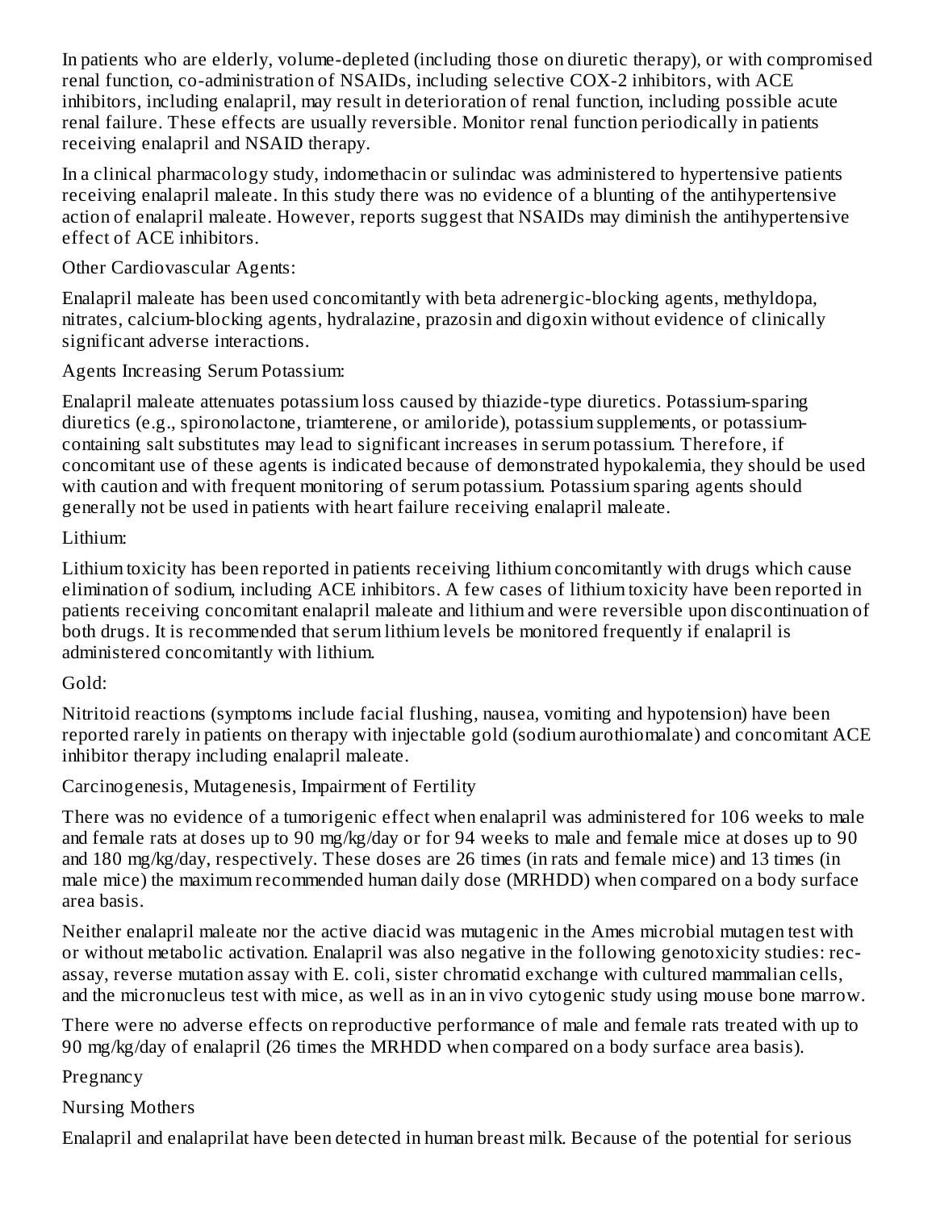In patients who are elderly, volume-depleted (including those on diuretic therapy), or with compromised renal function, co-administration of NSAIDs, including selective COX-2 inhibitors, with ACE inhibitors, including enalapril, may result in deterioration of renal function, including possible acute renal failure. These effects are usually reversible. Monitor renal function periodically in patients receiving enalapril and NSAID therapy.

In a clinical pharmacology study, indomethacin or sulindac was administered to hypertensive patients receiving enalapril maleate. In this study there was no evidence of a blunting of the antihypertensive action of enalapril maleate. However, reports suggest that NSAIDs may diminish the antihypertensive effect of ACE inhibitors.

Other Cardiovascular Agents:

Enalapril maleate has been used concomitantly with beta adrenergic-blocking agents, methyldopa, nitrates, calcium-blocking agents, hydralazine, prazosin and digoxin without evidence of clinically significant adverse interactions.

Agents Increasing Serum Potassium:

Enalapril maleate attenuates potassium loss caused by thiazide-type diuretics. Potassium-sparing diuretics (e.g., spironolactone, triamterene, or amiloride), potassium supplements, or potassium-containing salt substitutes may lead to significant increases in serum potassium. Therefore, if concomitant use of these agents is indicated because of demonstrated hypokalemia, they should be used with caution and with frequent monitoring of serum potassium. Potassium sparing agents should generally not be used in patients with heart failure receiving enalapril maleate.

Lithium:

Lithium toxicity has been reported in patients receiving lithium concomitantly with drugs which cause elimination of sodium, including ACE inhibitors. A few cases of lithium toxicity have been reported in patients receiving concomitant enalapril maleate and lithium and were reversible upon discontinuation of both drugs. It is recommended that serum lithium levels be monitored frequently if enalapril is administered concomitantly with lithium.

Gold:

Nitritoid reactions (symptoms include facial flushing, nausea, vomiting and hypotension) have been reported rarely in patients on therapy with injectable gold (sodium aurothiomalate) and concomitant ACE inhibitor therapy including enalapril maleate.

Carcinogenesis, Mutagenesis, Impairment of Fertility

There was no evidence of a tumorigenic effect when enalapril was administered for 106 weeks to male and female rats at doses up to 90 mg/kg/day or for 94 weeks to male and female mice at doses up to 90 and 180 mg/kg/day, respectively. These doses are 26 times (in rats and female mice) and 13 times (in male mice) the maximum recommended human daily dose (MRHDD) when compared on a body surface area basis.

Neither enalapril maleate nor the active diacid was mutagenic in the Ames microbial mutagen test with or without metabolic activation. Enalapril was also negative in the following genotoxicity studies: rec-assay, reverse mutation assay with E. coli, sister chromatid exchange with cultured mammalian cells, and the micronucleus test with mice, as well as in an in vivo cytogenic study using mouse bone marrow.

There were no adverse effects on reproductive performance of male and female rats treated with up to 90 mg/kg/day of enalapril (26 times the MRHDD when compared on a body surface area basis).

Pregnancy

Nursing Mothers

Enalapril and enalaprilat have been detected in human breast milk. Because of the potential for serious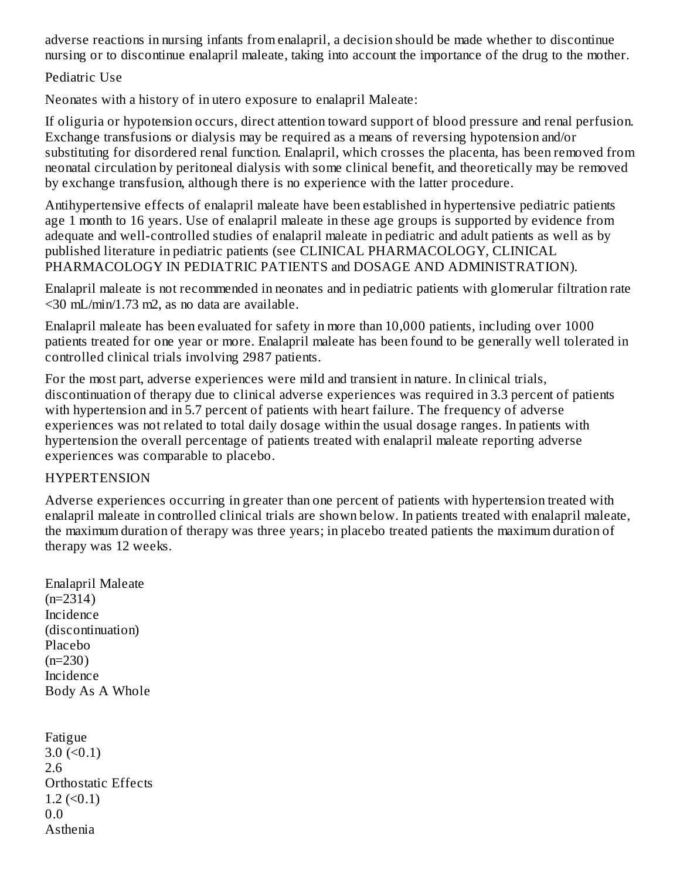adverse reactions in nursing infants from enalapril, a decision should be made whether to discontinue nursing or to discontinue enalapril maleate, taking into account the importance of the drug to the mother.

Pediatric Use

Neonates with a history of in utero exposure to enalapril Maleate:

If oliguria or hypotension occurs, direct attention toward support of blood pressure and renal perfusion. Exchange transfusions or dialysis may be required as a means of reversing hypotension and/or substituting for disordered renal function. Enalapril, which crosses the placenta, has been removed from neonatal circulation by peritoneal dialysis with some clinical benefit, and theoretically may be removed by exchange transfusion, although there is no experience with the latter procedure.

Antihypertensive effects of enalapril maleate have been established in hypertensive pediatric patients age 1 month to 16 years. Use of enalapril maleate in these age groups is supported by evidence from adequate and well-controlled studies of enalapril maleate in pediatric and adult patients as well as by published literature in pediatric patients (see CLINICAL PHARMACOLOGY, CLINICAL PHARMACOLOGY IN PEDIATRIC PATIENTS and DOSAGE AND ADMINISTRATION).

Enalapril maleate is not recommended in neonates and in pediatric patients with glomerular filtration rate <30 mL/min/1.73 m2, as no data are available.

Enalapril maleate has been evaluated for safety in more than 10,000 patients, including over 1000 patients treated for one year or more. Enalapril maleate has been found to be generally well tolerated in controlled clinical trials involving 2987 patients.

For the most part, adverse experiences were mild and transient in nature. In clinical trials, discontinuation of therapy due to clinical adverse experiences was required in 3.3 percent of patients with hypertension and in 5.7 percent of patients with heart failure. The frequency of adverse experiences was not related to total daily dosage within the usual dosage ranges. In patients with hypertension the overall percentage of patients treated with enalapril maleate reporting adverse experiences was comparable to placebo.

HYPERTENSION

Adverse experiences occurring in greater than one percent of patients with hypertension treated with enalapril maleate in controlled clinical trials are shown below. In patients treated with enalapril maleate, the maximum duration of therapy was three years; in placebo treated patients the maximum duration of therapy was 12 weeks.

| | Enalapril Maleate (n=2314) Incidence (discontinuation) | Placebo (n=230) Incidence |
|---|---|---|
| Body As A Whole | | |
| Fatigue | 3.0 (<0.1) | 2.6 |
| Orthostatic Effects | 1.2 (<0.1) | 0.0 |
| Asthenia | | |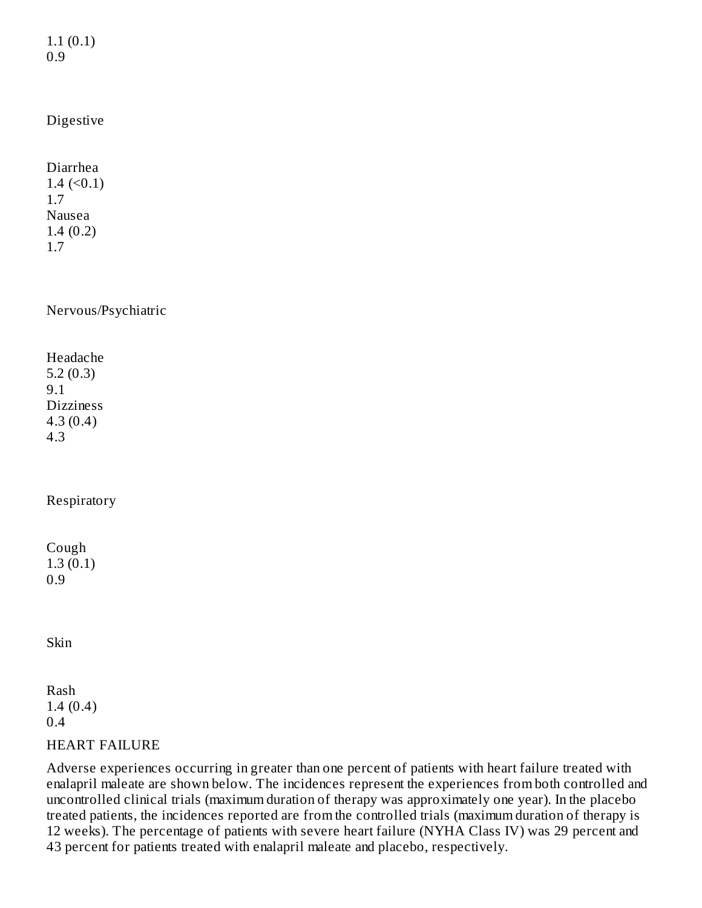| | | |
|---|---|---|
| | 1.1 (0.1) | 0.9 |
| **Digestive** | | |
| Diarrhea | 1.4 (<0.1) | 1.7 |
| Nausea | 1.4 (0.2) | 1.7 |
| **Nervous/Psychiatric** | | |
| Headache | 5.2 (0.3) | 9.1 |
| Dizziness | 4.3 (0.4) | 4.3 |
| **Respiratory** | | |
| Cough | 1.3 (0.1) | 0.9 |
| **Skin** | | |
| Rash | 1.4 (0.4) | 0.4 |

HEART FAILURE

Adverse experiences occurring in greater than one percent of patients with heart failure treated with enalapril maleate are shown below. The incidences represent the experiences from both controlled and uncontrolled clinical trials (maximum duration of therapy was approximately one year). In the placebo treated patients, the incidences reported are from the controlled trials (maximum duration of therapy is 12 weeks). The percentage of patients with severe heart failure (NYHA Class IV) was 29 percent and 43 percent for patients treated with enalapril maleate and placebo, respectively.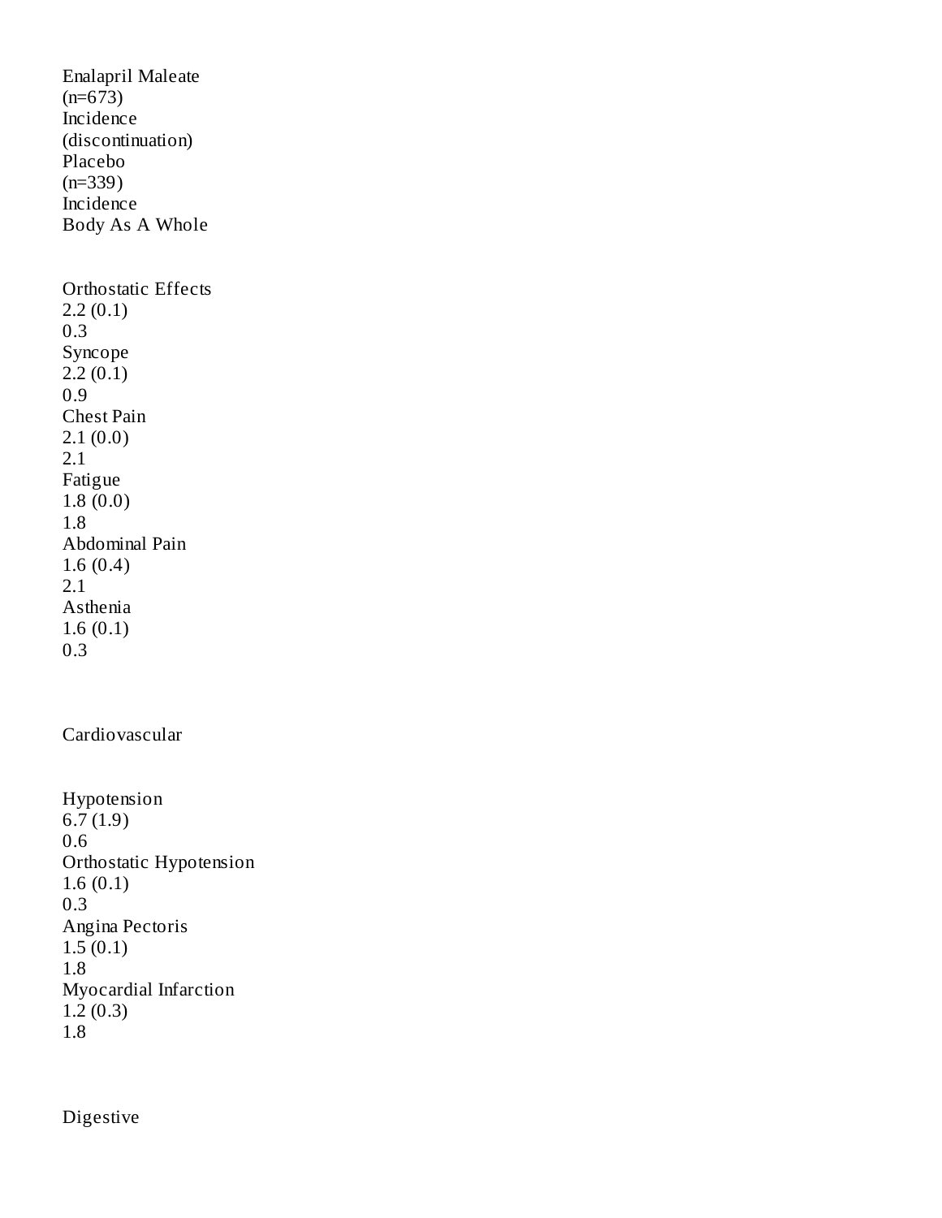| | Enalapril Maleate (n=673) Incidence (discontinuation) | Placebo (n=339) Incidence |
|---|---|---|
| Body As A Whole | | |
| Orthostatic Effects | 2.2 (0.1) | 0.3 |
| Syncope | 2.2 (0.1) | 0.9 |
| Chest Pain | 2.1 (0.0) | 2.1 |
| Fatigue | 1.8 (0.0) | 1.8 |
| Abdominal Pain | 1.6 (0.4) | 2.1 |
| Asthenia | 1.6 (0.1) | 0.3 |
| Cardiovascular | | |
| Hypotension | 6.7 (1.9) | 0.6 |
| Orthostatic Hypotension | 1.6 (0.1) | 0.3 |
| Angina Pectoris | 1.5 (0.1) | 1.8 |
| Myocardial Infarction | 1.2 (0.3) | 1.8 |
| Digestive | | |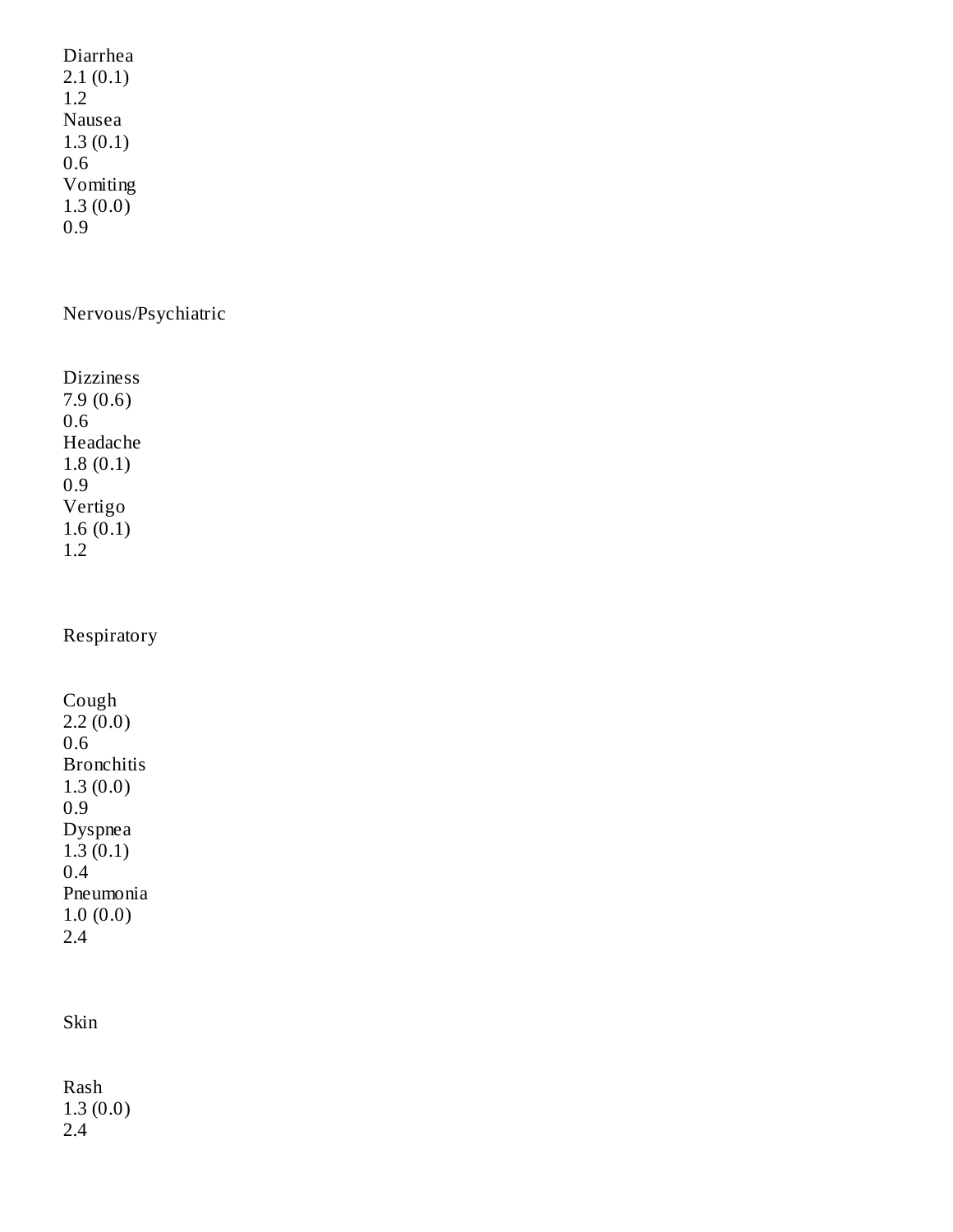Diarrhea
2.1 (0.1)
1.2
Nausea
1.3 (0.1)
0.6
Vomiting
1.3 (0.0)
0.9

Nervous/Psychiatric

Dizziness
7.9 (0.6)
0.6
Headache
1.8 (0.1)
0.9
Vertigo
1.6 (0.1)
1.2

Respiratory

Cough
2.2 (0.0)
0.6
Bronchitis
1.3 (0.0)
0.9
Dyspnea
1.3 (0.1)
0.4
Pneumonia
1.0 (0.0)
2.4

Skin

Rash
1.3 (0.0)
2.4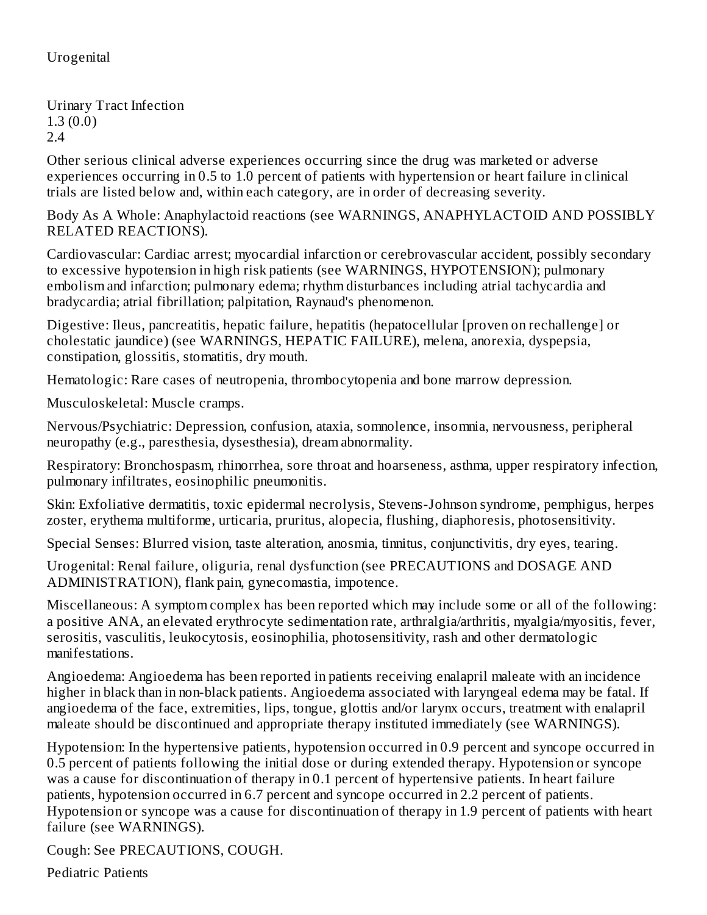Urogenital

Urinary Tract Infection
1.3 (0.0)
2.4

Other serious clinical adverse experiences occurring since the drug was marketed or adverse experiences occurring in 0.5 to 1.0 percent of patients with hypertension or heart failure in clinical trials are listed below and, within each category, are in order of decreasing severity.

Body As A Whole: Anaphylactoid reactions (see WARNINGS, ANAPHYLACTOID AND POSSIBLY RELATED REACTIONS).

Cardiovascular: Cardiac arrest; myocardial infarction or cerebrovascular accident, possibly secondary to excessive hypotension in high risk patients (see WARNINGS, HYPOTENSION); pulmonary embolism and infarction; pulmonary edema; rhythm disturbances including atrial tachycardia and bradycardia; atrial fibrillation; palpitation, Raynaud's phenomenon.

Digestive: Ileus, pancreatitis, hepatic failure, hepatitis (hepatocellular [proven on rechallenge] or cholestatic jaundice) (see WARNINGS, HEPATIC FAILURE), melena, anorexia, dyspepsia, constipation, glossitis, stomatitis, dry mouth.

Hematologic: Rare cases of neutropenia, thrombocytopenia and bone marrow depression.

Musculoskeletal: Muscle cramps.

Nervous/Psychiatric: Depression, confusion, ataxia, somnolence, insomnia, nervousness, peripheral neuropathy (e.g., paresthesia, dysesthesia), dream abnormality.

Respiratory: Bronchospasm, rhinorrhea, sore throat and hoarseness, asthma, upper respiratory infection, pulmonary infiltrates, eosinophilic pneumonitis.

Skin: Exfoliative dermatitis, toxic epidermal necrolysis, Stevens-Johnson syndrome, pemphigus, herpes zoster, erythema multiforme, urticaria, pruritus, alopecia, flushing, diaphoresis, photosensitivity.

Special Senses: Blurred vision, taste alteration, anosmia, tinnitus, conjunctivitis, dry eyes, tearing.

Urogenital: Renal failure, oliguria, renal dysfunction (see PRECAUTIONS and DOSAGE AND ADMINISTRATION), flank pain, gynecomastia, impotence.

Miscellaneous: A symptom complex has been reported which may include some or all of the following: a positive ANA, an elevated erythrocyte sedimentation rate, arthralgia/arthritis, myalgia/myositis, fever, serositis, vasculitis, leukocytosis, eosinophilia, photosensitivity, rash and other dermatologic manifestations.

Angioedema: Angioedema has been reported in patients receiving enalapril maleate with an incidence higher in black than in non-black patients. Angioedema associated with laryngeal edema may be fatal. If angioedema of the face, extremities, lips, tongue, glottis and/or larynx occurs, treatment with enalapril maleate should be discontinued and appropriate therapy instituted immediately (see WARNINGS).

Hypotension: In the hypertensive patients, hypotension occurred in 0.9 percent and syncope occurred in 0.5 percent of patients following the initial dose or during extended therapy. Hypotension or syncope was a cause for discontinuation of therapy in 0.1 percent of hypertensive patients. In heart failure patients, hypotension occurred in 6.7 percent and syncope occurred in 2.2 percent of patients. Hypotension or syncope was a cause for discontinuation of therapy in 1.9 percent of patients with heart failure (see WARNINGS).

Cough: See PRECAUTIONS, COUGH.

Pediatric Patients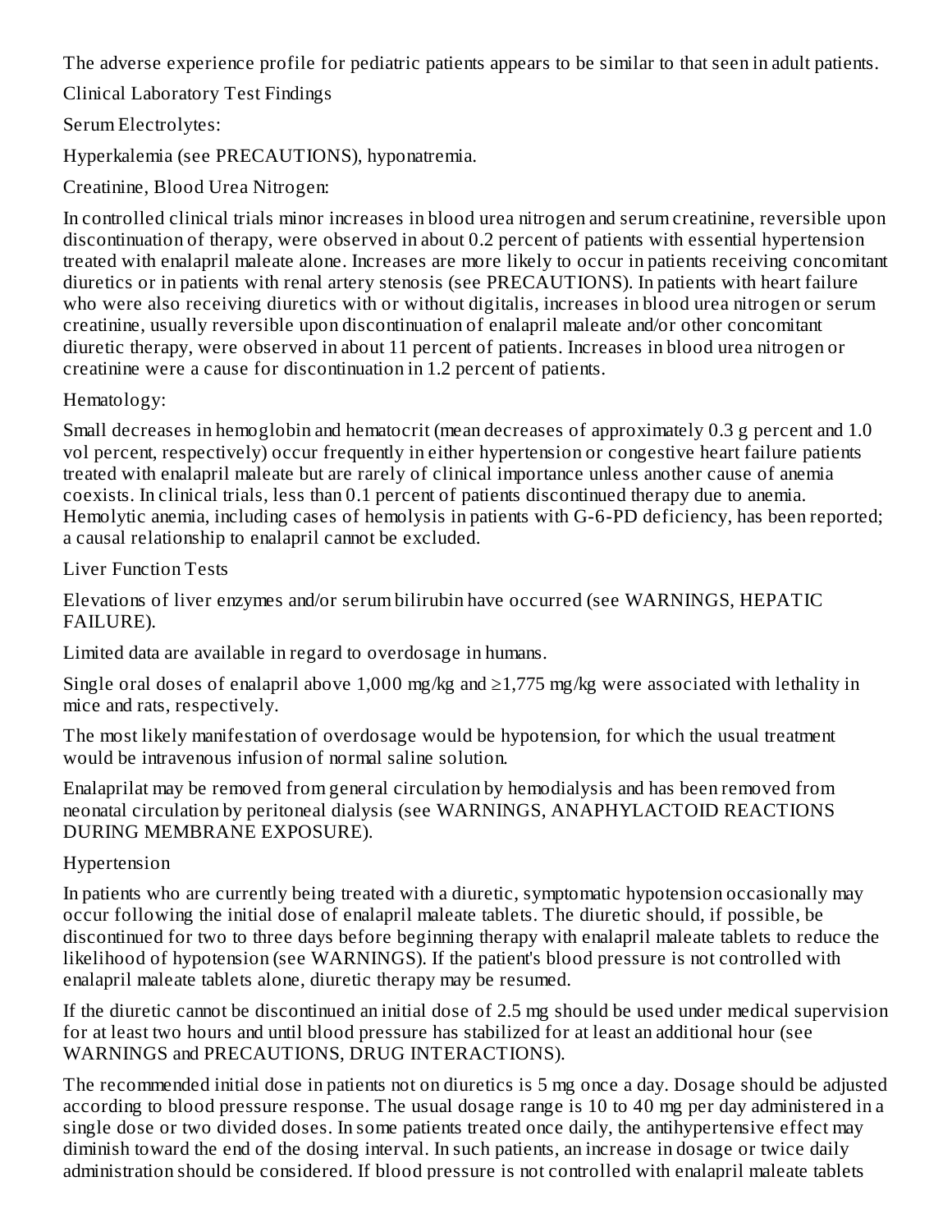The adverse experience profile for pediatric patients appears to be similar to that seen in adult patients.

Clinical Laboratory Test Findings

Serum Electrolytes:

Hyperkalemia (see PRECAUTIONS), hyponatremia.

Creatinine, Blood Urea Nitrogen:

In controlled clinical trials minor increases in blood urea nitrogen and serum creatinine, reversible upon discontinuation of therapy, were observed in about 0.2 percent of patients with essential hypertension treated with enalapril maleate alone. Increases are more likely to occur in patients receiving concomitant diuretics or in patients with renal artery stenosis (see PRECAUTIONS). In patients with heart failure who were also receiving diuretics with or without digitalis, increases in blood urea nitrogen or serum creatinine, usually reversible upon discontinuation of enalapril maleate and/or other concomitant diuretic therapy, were observed in about 11 percent of patients. Increases in blood urea nitrogen or creatinine were a cause for discontinuation in 1.2 percent of patients.

Hematology:

Small decreases in hemoglobin and hematocrit (mean decreases of approximately 0.3 g percent and 1.0 vol percent, respectively) occur frequently in either hypertension or congestive heart failure patients treated with enalapril maleate but are rarely of clinical importance unless another cause of anemia coexists. In clinical trials, less than 0.1 percent of patients discontinued therapy due to anemia. Hemolytic anemia, including cases of hemolysis in patients with G-6-PD deficiency, has been reported; a causal relationship to enalapril cannot be excluded.

Liver Function Tests

Elevations of liver enzymes and/or serum bilirubin have occurred (see WARNINGS, HEPATIC FAILURE).

Limited data are available in regard to overdosage in humans.

Single oral doses of enalapril above 1,000 mg/kg and ≥1,775 mg/kg were associated with lethality in mice and rats, respectively.

The most likely manifestation of overdosage would be hypotension, for which the usual treatment would be intravenous infusion of normal saline solution.

Enalaprilat may be removed from general circulation by hemodialysis and has been removed from neonatal circulation by peritoneal dialysis (see WARNINGS, ANAPHYLACTOID REACTIONS DURING MEMBRANE EXPOSURE).

Hypertension

In patients who are currently being treated with a diuretic, symptomatic hypotension occasionally may occur following the initial dose of enalapril maleate tablets. The diuretic should, if possible, be discontinued for two to three days before beginning therapy with enalapril maleate tablets to reduce the likelihood of hypotension (see WARNINGS). If the patient's blood pressure is not controlled with enalapril maleate tablets alone, diuretic therapy may be resumed.

If the diuretic cannot be discontinued an initial dose of 2.5 mg should be used under medical supervision for at least two hours and until blood pressure has stabilized for at least an additional hour (see WARNINGS and PRECAUTIONS, DRUG INTERACTIONS).

The recommended initial dose in patients not on diuretics is 5 mg once a day. Dosage should be adjusted according to blood pressure response. The usual dosage range is 10 to 40 mg per day administered in a single dose or two divided doses. In some patients treated once daily, the antihypertensive effect may diminish toward the end of the dosing interval. In such patients, an increase in dosage or twice daily administration should be considered. If blood pressure is not controlled with enalapril maleate tablets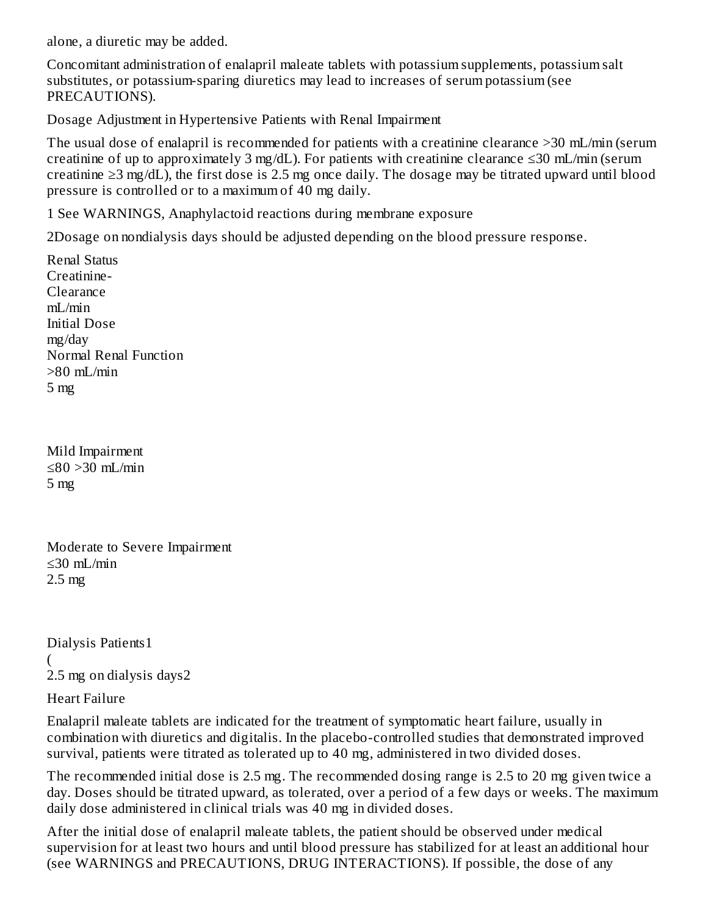alone, a diuretic may be added.

Concomitant administration of enalapril maleate tablets with potassium supplements, potassium salt substitutes, or potassium-sparing diuretics may lead to increases of serum potassium (see PRECAUTIONS).

Dosage Adjustment in Hypertensive Patients with Renal Impairment

The usual dose of enalapril is recommended for patients with a creatinine clearance >30 mL/min (serum creatinine of up to approximately 3 mg/dL). For patients with creatinine clearance ≤30 mL/min (serum creatinine ≥3 mg/dL), the first dose is 2.5 mg once daily. The dosage may be titrated upward until blood pressure is controlled or to a maximum of 40 mg daily.

| Renal Status | Creatinine-Clearance mL/min | Initial Dose mg/day |
|---|---|---|
| Normal Renal Function | >80 mL/min | 5 mg |
| Mild Impairment | ≤80 >30 mL/min | 5 mg |
| Moderate to Severe Impairment | ≤30 mL/min | 2.5 mg |
| Dialysis Patients[1] | ( | 2.5 mg on dialysis days[2] |

1 See WARNINGS, Anaphylactoid reactions during membrane exposure

2 Dosage on nondialysis days should be adjusted depending on the blood pressure response.

Heart Failure

Enalapril maleate tablets are indicated for the treatment of symptomatic heart failure, usually in combination with diuretics and digitalis. In the placebo-controlled studies that demonstrated improved survival, patients were titrated as tolerated up to 40 mg, administered in two divided doses.

The recommended initial dose is 2.5 mg. The recommended dosing range is 2.5 to 20 mg given twice a day. Doses should be titrated upward, as tolerated, over a period of a few days or weeks. The maximum daily dose administered in clinical trials was 40 mg in divided doses.

After the initial dose of enalapril maleate tablets, the patient should be observed under medical supervision for at least two hours and until blood pressure has stabilized for at least an additional hour (see WARNINGS and PRECAUTIONS, DRUG INTERACTIONS). If possible, the dose of any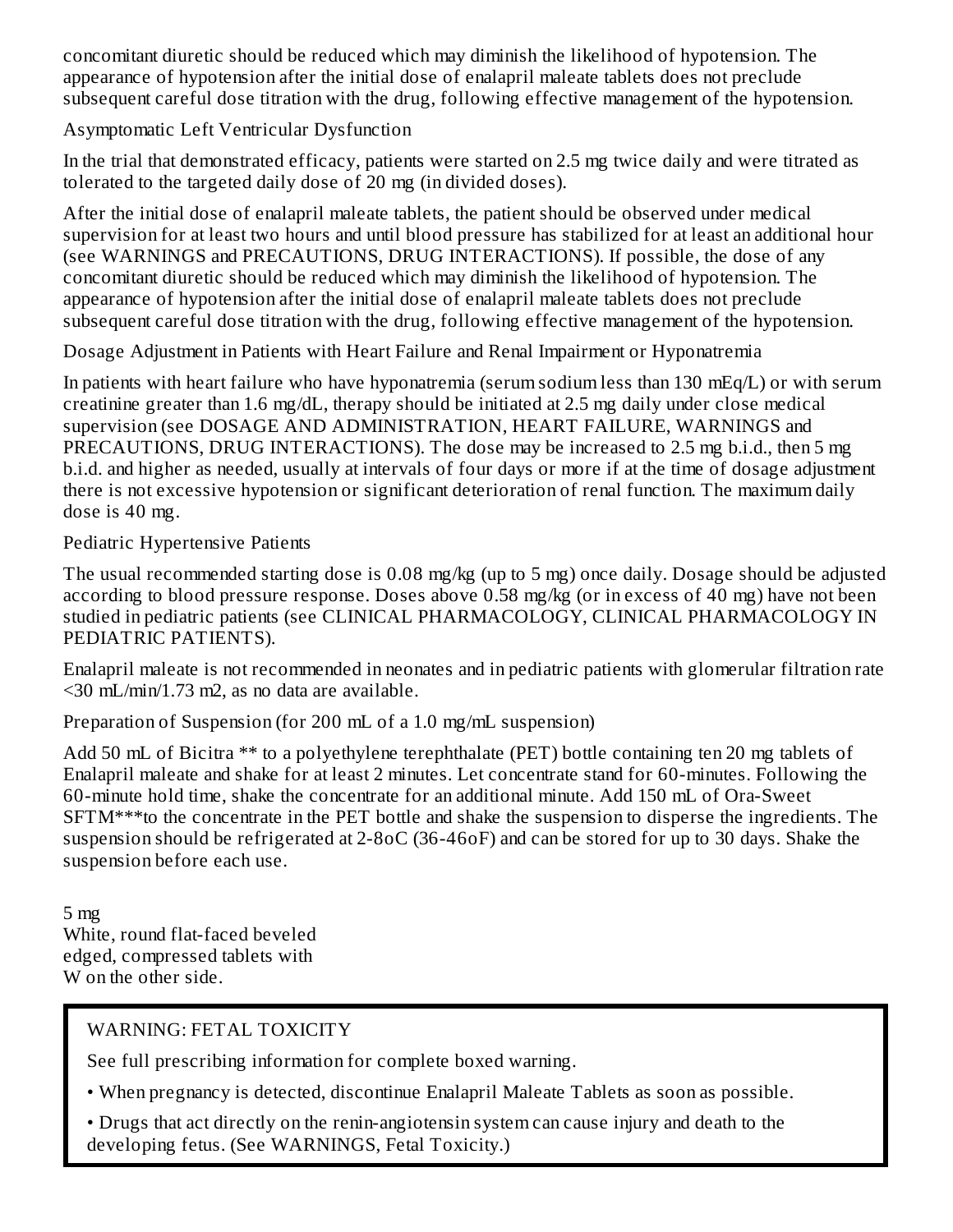concomitant diuretic should be reduced which may diminish the likelihood of hypotension. The appearance of hypotension after the initial dose of enalapril maleate tablets does not preclude subsequent careful dose titration with the drug, following effective management of the hypotension.

Asymptomatic Left Ventricular Dysfunction

In the trial that demonstrated efficacy, patients were started on 2.5 mg twice daily and were titrated as tolerated to the targeted daily dose of 20 mg (in divided doses).

After the initial dose of enalapril maleate tablets, the patient should be observed under medical supervision for at least two hours and until blood pressure has stabilized for at least an additional hour (see WARNINGS and PRECAUTIONS, DRUG INTERACTIONS). If possible, the dose of any concomitant diuretic should be reduced which may diminish the likelihood of hypotension. The appearance of hypotension after the initial dose of enalapril maleate tablets does not preclude subsequent careful dose titration with the drug, following effective management of the hypotension.

Dosage Adjustment in Patients with Heart Failure and Renal Impairment or Hyponatremia

In patients with heart failure who have hyponatremia (serum sodium less than 130 mEq/L) or with serum creatinine greater than 1.6 mg/dL, therapy should be initiated at 2.5 mg daily under close medical supervision (see DOSAGE AND ADMINISTRATION, HEART FAILURE, WARNINGS and PRECAUTIONS, DRUG INTERACTIONS). The dose may be increased to 2.5 mg b.i.d., then 5 mg b.i.d. and higher as needed, usually at intervals of four days or more if at the time of dosage adjustment there is not excessive hypotension or significant deterioration of renal function. The maximum daily dose is 40 mg.

Pediatric Hypertensive Patients

The usual recommended starting dose is 0.08 mg/kg (up to 5 mg) once daily. Dosage should be adjusted according to blood pressure response. Doses above 0.58 mg/kg (or in excess of 40 mg) have not been studied in pediatric patients (see CLINICAL PHARMACOLOGY, CLINICAL PHARMACOLOGY IN PEDIATRIC PATIENTS).

Enalapril maleate is not recommended in neonates and in pediatric patients with glomerular filtration rate <30 mL/min/1.73 m2, as no data are available.

Preparation of Suspension (for 200 mL of a 1.0 mg/mL suspension)

Add 50 mL of Bicitra ** to a polyethylene terephthalate (PET) bottle containing ten 20 mg tablets of Enalapril maleate and shake for at least 2 minutes. Let concentrate stand for 60-minutes. Following the 60-minute hold time, shake the concentrate for an additional minute. Add 150 mL of Ora-Sweet SFTM***to the concentrate in the PET bottle and shake the suspension to disperse the ingredients. The suspension should be refrigerated at 2-8oC (36-46oF) and can be stored for up to 30 days. Shake the suspension before each use.

5 mg
White, round flat-faced beveled edged, compressed tablets with W on the other side.

WARNING: FETAL TOXICITY

See full prescribing information for complete boxed warning.

- When pregnancy is detected, discontinue Enalapril Maleate Tablets as soon as possible.
- Drugs that act directly on the renin-angiotensin system can cause injury and death to the developing fetus. (See WARNINGS, Fetal Toxicity.)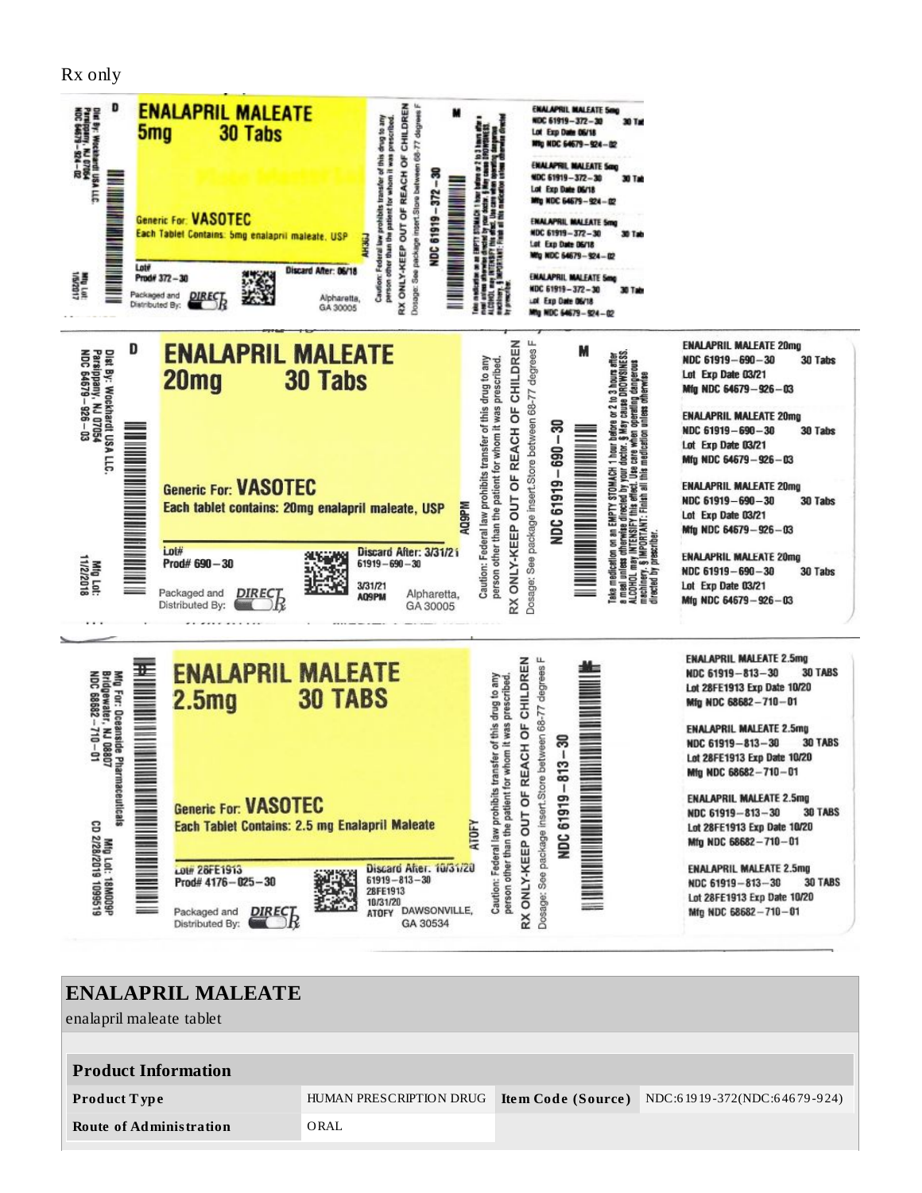Rx only

**ENALAPRIL MALEATE**
**5mg 30 Tabs**

Generic For: **VASOTEC**
Each Tablet Contains: 5mg enalapril maleate, USP

Lot#
Prod# 372–30
Discard After: 06/18
Packaged and Distributed By: DIRECT Rx
Alpharetta, GA 30005

Dist By: Wockhardt USA LLC. Parsippany, NJ 07054 NDC 64679–924–02
Mfg Lot: 1/5/2017

Caution: Federal law prohibits transfer of this drug to any person other than the patient for whom it was prescribed.
RX ONLY-KEEP OUT OF REACH OF CHILDREN
Dosage: See package insert.Store between 68-77 degrees F
NDC 61919–372–30

Take medication on an EMPTY STOMACH 1 hour before or 2 to 3 hours after a meal unless otherwise directed by your doctor. § May cause DROWSINESS. ALCOHOL may INTENSIFY this effect. Use care when operating dangerous machinery. § IMPORTANT: Finish all this medication unless otherwise directed by prescriber.

ENALAPRIL MALEATE 5mg
NDC 61919–372–30 30 Tabs
Lot Exp Date 06/18
Mfg NDC 64679–924–02

**ENALAPRIL MALEATE**
**20mg 30 Tabs**

Generic For: **VASOTEC**
Each tablet contains: 20mg enalapril maleate, USP

Lot#
Prod# 690–30
Discard After: 3/31/21
61919–690–30
3/31/21
AQ9PM
Packaged and Distributed By: DIRECT Rx
Alpharetta, GA 30005

Dist By: Wockhardt USA LLC. Parsippany, NJ 07054 NDC 64679–926–03
Mfg Lot: 11/2/2018

Caution: Federal law prohibits transfer of this drug to any person other than the patient for whom it was prescribed.
RX ONLY-KEEP OUT OF REACH OF CHILDREN
Dosage: See package insert.Store between 68-77 degrees F
NDC 61919–690–30

Take medication on an EMPTY STOMACH 1 hour before or 2 to 3 hours after a meal unless otherwise directed by your doctor. § May cause DROWSINESS. ALCOHOL may INTENSIFY this effect. Use care when operating dangerous machinery. § IMPORTANT: Finish all this medication unless otherwise directed by prescriber.

ENALAPRIL MALEATE 20mg
NDC 61919–690–30 30 Tabs
Lot Exp Date 03/21
Mfg NDC 64679–926–03

**ENALAPRIL MALEATE**
**2.5mg 30 TABS**

Generic For: **VASOTEC**
Each Tablet Contains: 2.5 mg Enalapril Maleate

Lot# 28FE1913
Prod# 4176–025–30
Discard After: 10/31/20
61919–813–30
28FE1913
10/31/20
ATOFY
DAWSONVILLE, GA 30534
Packaged and Distributed By: DIRECT Rx

Mfg For: Oceanside Pharmaceuticals Bridgewater, NJ 08807 NDC 68682–710–01
CD 2/28/2019 1099519 Mfg Lot: 18M009P

Caution: Federal law prohibits transfer of this drug to any person other than the patient for whom it was prescribed.
RX ONLY-KEEP OUT OF REACH OF CHILDREN
Dosage: See package insert.Store between 68-77 degrees F
NDC 61919–813–30

ENALAPRIL MALEATE 2.5mg
NDC 61919–813–30 30 TABS
Lot 28FE1913 Exp Date 10/20
Mfg NDC 68682–710–01

## ENALAPRIL MALEATE

enalapril maleate tablet

| Product Information | | | |
|---|---|---|---|
| **Product Type** | HUMAN PRESCRIPTION DRUG | **Item Code (Source)** | NDC:61919-372(NDC:64679-924) |
| **Route of Administration** | ORAL | | |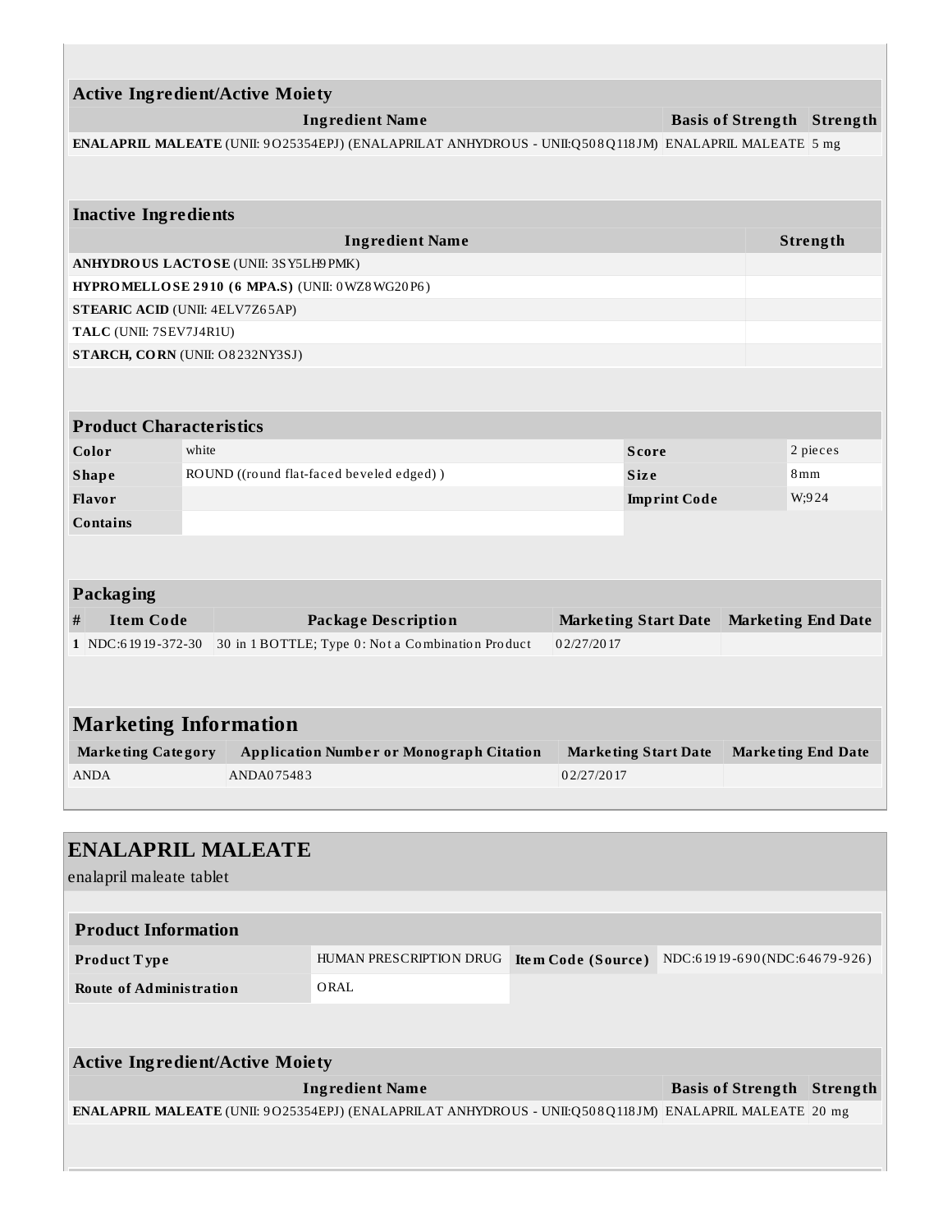| Active Ingredient/Active Moiety | | |
|---|---|---|
| **Ingredient Name** | **Basis of Strength** | **Strength** |
| **ENALAPRIL MALEATE** (UNII: 9O25354EPJ) (ENALAPRILAT ANHYDROUS - UNII:Q508Q118JM) | ENALAPRIL MALEATE | 5 mg |

| Inactive Ingredients | |
|---|---|
| **Ingredient Name** | **Strength** |
| **ANHYDROUS LACTOSE** (UNII: 3SY5LH9PMK) | |
| **HYPROMELLOSE 2910 (6 MPA.S)** (UNII: 0WZ8WG20P6) | |
| **STEARIC ACID** (UNII: 4ELV7Z65AP) | |
| **TALC** (UNII: 7SEV7J4R1U) | |
| **STARCH, CORN** (UNII: O8232NY3SJ) | |

| Product Characteristics | | | |
|---|---|---|---|
| **Color** | white | **Score** | 2 pieces |
| **Shape** | ROUND ((round flat-faced beveled edged) ) | **Size** | 8mm |
| **Flavor** | | **Imprint Code** | W;924 |
| **Contains** | | | |

| Packaging | | | | |
|---|---|---|---|---|
| **#** | **Item Code** | **Package Description** | **Marketing Start Date** | **Marketing End Date** |
| **1** | NDC:61919-372-30 | 30 in 1 BOTTLE; Type 0: Not a Combination Product | 02/27/2017 | |

| Marketing Information | | | |
|---|---|---|---|
| **Marketing Category** | **Application Number or Monograph Citation** | **Marketing Start Date** | **Marketing End Date** |
| ANDA | ANDA075483 | 02/27/2017 | |

## ENALAPRIL MALEATE

enalapril maleate tablet

| Product Information | | | |
|---|---|---|---|
| **Product Type** | HUMAN PRESCRIPTION DRUG | **Item Code (Source)** | NDC:61919-690(NDC:64679-926) |
| **Route of Administration** | ORAL | | |

| Active Ingredient/Active Moiety | | |
|---|---|---|
| **Ingredient Name** | **Basis of Strength** | **Strength** |
| **ENALAPRIL MALEATE** (UNII: 9O25354EPJ) (ENALAPRILAT ANHYDROUS - UNII:Q508Q118JM) | ENALAPRIL MALEATE | 20 mg |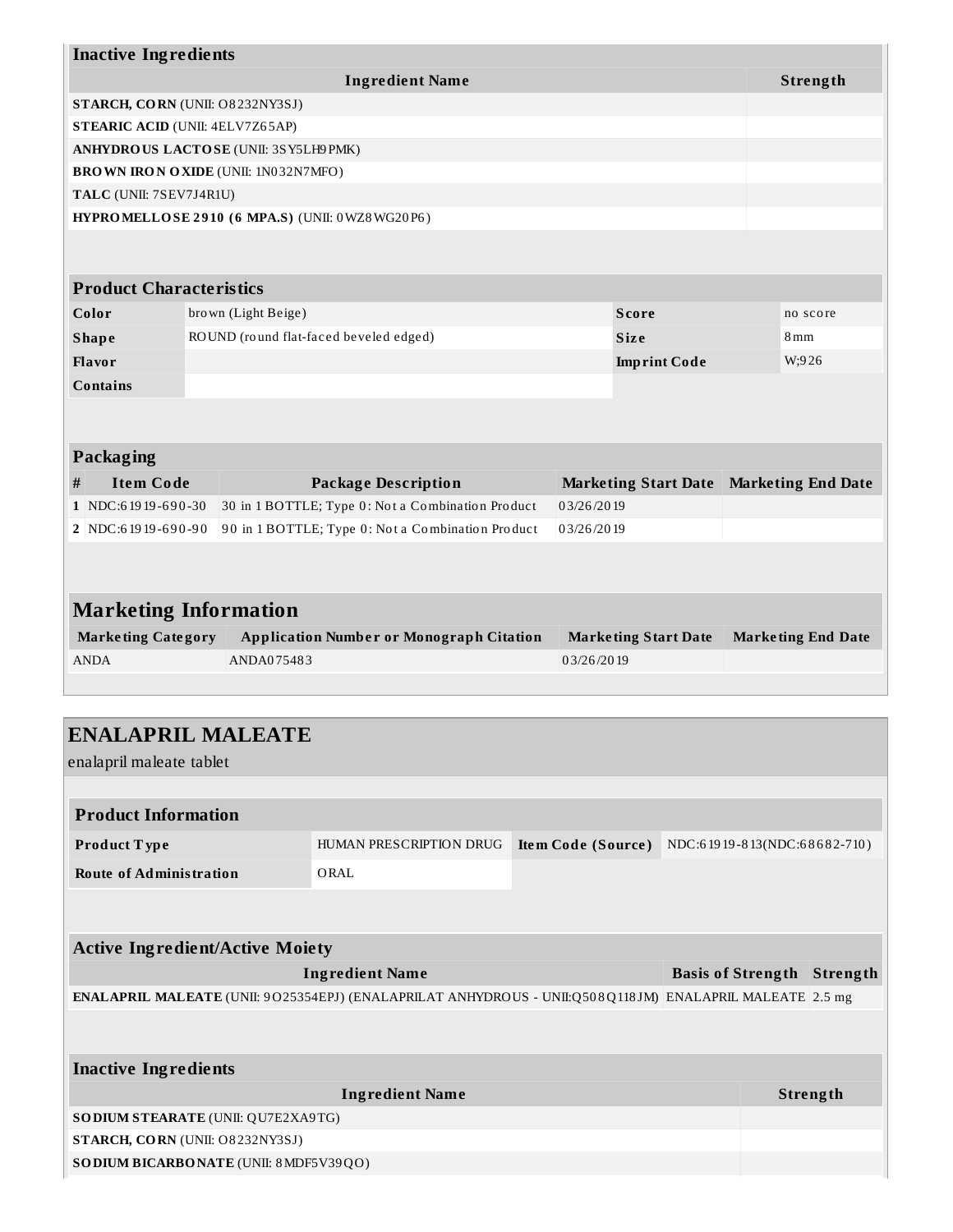### Inactive Ingredients

| Ingredient Name | Strength |
|---|---|
| **STARCH, CORN** (UNII: O8232NY3SJ) | |
| **STEARIC ACID** (UNII: 4ELV7Z65AP) | |
| **ANHYDROUS LACTOSE** (UNII: 3SY5LH9PMK) | |
| **BROWN IRON OXIDE** (UNII: 1N032N7MFO) | |
| **TALC** (UNII: 7SEV7J4R1U) | |
| **HYPROMELLOSE 2910 (6 MPA.S)** (UNII: 0WZ8WG20P6) | |

### Product Characteristics

| | | | |
|---|---|---|---|
| **Color** | brown (Light Beige) | **Score** | no score |
| **Shape** | ROUND (round flat-faced beveled edged) | **Size** | 8mm |
| **Flavor** | | **Imprint Code** | W;926 |
| **Contains** | | | |

### Packaging

| # | Item Code | Package Description | Marketing Start Date | Marketing End Date |
|---|---|---|---|---|
| 1 | NDC:61919-690-30 | 30 in 1 BOTTLE; Type 0: Not a Combination Product | 03/26/2019 | |
| 2 | NDC:61919-690-90 | 90 in 1 BOTTLE; Type 0: Not a Combination Product | 03/26/2019 | |

### Marketing Information

| Marketing Category | Application Number or Monograph Citation | Marketing Start Date | Marketing End Date |
|---|---|---|---|
| ANDA | ANDA075483 | 03/26/2019 | |

## ENALAPRIL MALEATE

enalapril maleate tablet

### Product Information

| | | | |
|---|---|---|---|
| **Product Type** | HUMAN PRESCRIPTION DRUG | **Item Code (Source)** | NDC:61919-813(NDC:68682-710) |
| **Route of Administration** | ORAL | | |

### Active Ingredient/Active Moiety

| Ingredient Name | Basis of Strength | Strength |
|---|---|---|
| **ENALAPRIL MALEATE** (UNII: 9O25354EPJ) (ENALAPRILAT ANHYDROUS - UNII:Q508Q118JM) | ENALAPRIL MALEATE | 2.5 mg |

### Inactive Ingredients

| Ingredient Name | Strength |
|---|---|
| **SODIUM STEARATE** (UNII: QU7E2XA9TG) | |
| **STARCH, CORN** (UNII: O8232NY3SJ) | |
| **SODIUM BICARBONATE** (UNII: 8MDF5V39QO) | |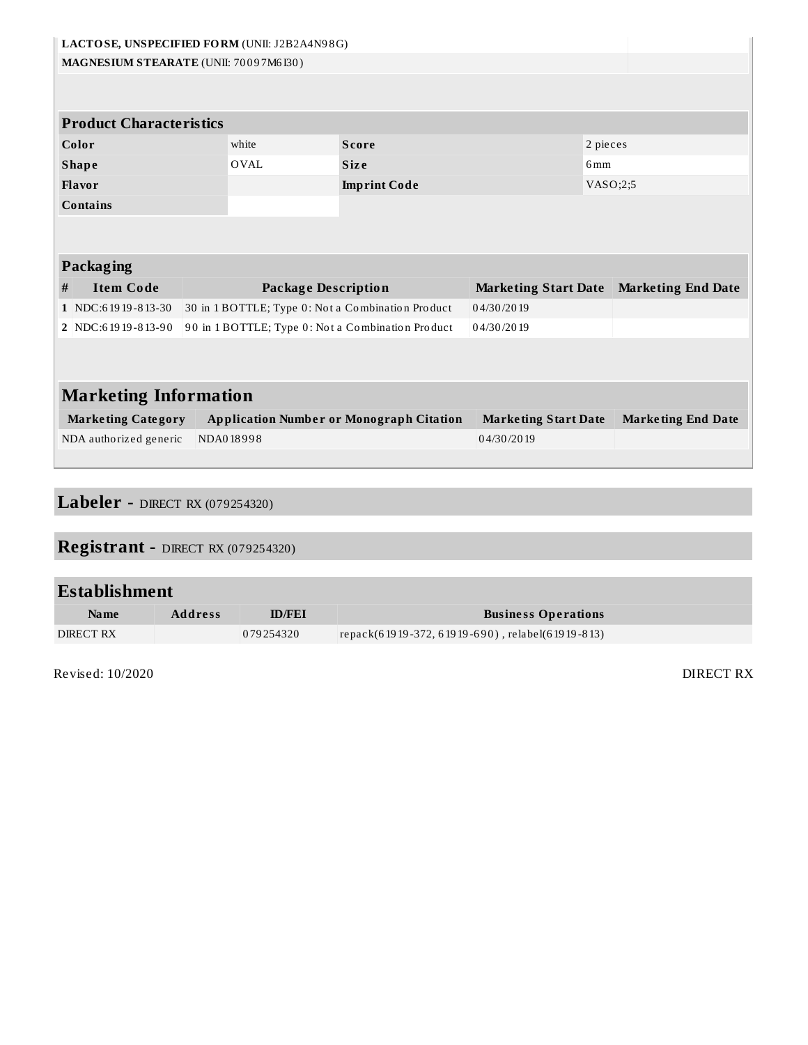| | |
|---|---|
| **LACTOSE, UNSPECIFIED FORM** (UNII: J2B2A4N98G) | |
| **MAGNESIUM STEARATE** (UNII: 70097M6I30) | |

| Product Characteristics | | | |
|---|---|---|---|
| **Color** | white | **Score** | 2 pieces |
| **Shape** | OVAL | **Size** | 6mm |
| **Flavor** | | **Imprint Code** | VASO;2;5 |
| **Contains** | | | |

**Packaging**

| # | Item Code | Package Description | Marketing Start Date | Marketing End Date |
|---|---|---|---|---|
| 1 | NDC:61919-813-30 | 30 in 1 BOTTLE; Type 0: Not a Combination Product | 04/30/2019 | |
| 2 | NDC:61919-813-90 | 90 in 1 BOTTLE; Type 0: Not a Combination Product | 04/30/2019 | |

## Marketing Information

| Marketing Category | Application Number or Monograph Citation | Marketing Start Date | Marketing End Date |
|---|---|---|---|
| NDA authorized generic | NDA018998 | 04/30/2019 | |

## Labeler - DIRECT RX (079254320)

## Registrant - DIRECT RX (079254320)

## Establishment

| Name | Address | ID/FEI | Business Operations |
|---|---|---|---|
| DIRECT RX | | 079254320 | repack(61919-372, 61919-690) , relabel(61919-813) |

Revised: 10/2020 DIRECT RX